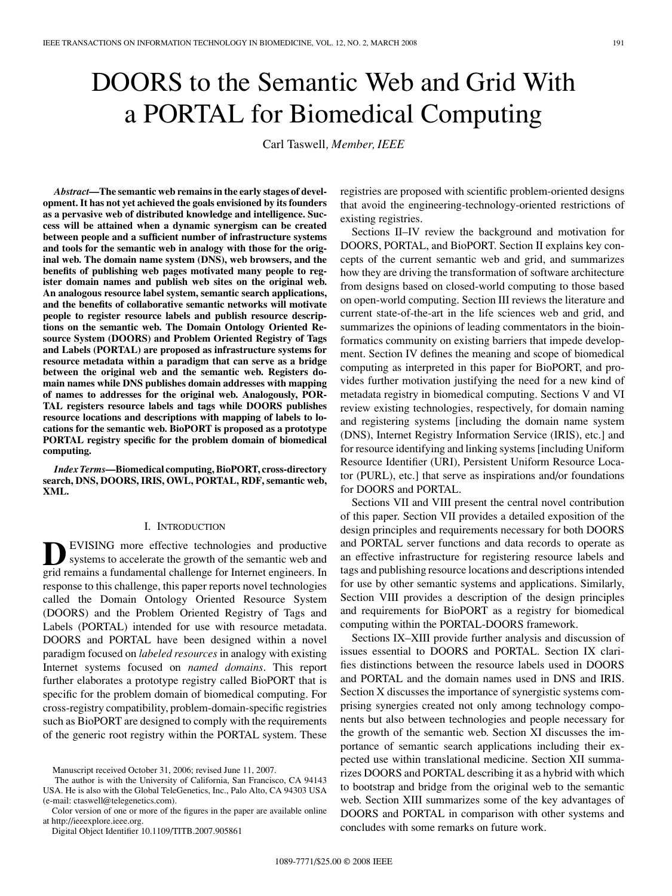# DOORS to the Semantic Web and Grid With a PORTAL for Biomedical Computing

Carl Taswell, *Member, IEEE*

***Abstract*—The semantic web remains in the early stages of development. It has not yet achieved the goals envisioned by its founders as a pervasive web of distributed knowledge and intelligence. Success will be attained when a dynamic synergism can be created between people and a sufficient number of infrastructure systems and tools for the semantic web in analogy with those for the original web. The domain name system (DNS), web browsers, and the benefits of publishing web pages motivated many people to register domain names and publish web sites on the original web. An analogous resource label system, semantic search applications, and the benefits of collaborative semantic networks will motivate people to register resource labels and publish resource descriptions on the semantic web. The Domain Ontology Oriented Resource System (DOORS) and Problem Oriented Registry of Tags and Labels (PORTAL) are proposed as infrastructure systems for resource metadata within a paradigm that can serve as a bridge between the original web and the semantic web. Registers domain names while DNS publishes domain addresses with mapping of names to addresses for the original web. Analogously, PORTAL registers resource labels and tags while DOORS publishes resource locations and descriptions with mapping of labels to locations for the semantic web. BioPORT is proposed as a prototype PORTAL registry specific for the problem domain of biomedical computing.**

***Index Terms*—Biomedical computing, BioPORT, cross-directory search, DNS, DOORS, IRIS, OWL, PORTAL, RDF, semantic web, XML.**

## I. Introduction

Devising more effective technologies and productive systems to accelerate the growth of the semantic web and grid remains a fundamental challenge for Internet engineers. In response to this challenge, this paper reports novel technologies called the Domain Ontology Oriented Resource System (DOORS) and the Problem Oriented Registry of Tags and Labels (PORTAL) intended for use with resource metadata. DOORS and PORTAL have been designed within a novel paradigm focused on *labeled resources* in analogy with existing Internet systems focused on *named domains*. This report further elaborates a prototype registry called BioPORT that is specific for the problem domain of biomedical computing. For cross-registry compatibility, problem-domain-specific registries such as BioPORT are designed to comply with the requirements of the generic root registry within the PORTAL system. These registries are proposed with scientific problem-oriented designs that avoid the engineering-technology-oriented restrictions of existing registries.

Sections II–IV review the background and motivation for DOORS, PORTAL, and BioPORT. Section II explains key concepts of the current semantic web and grid, and summarizes how they are driving the transformation of software architecture from designs based on closed-world computing to those based on open-world computing. Section III reviews the literature and current state-of-the-art in the life sciences web and grid, and summarizes the opinions of leading commentators in the bioinformatics community on existing barriers that impede development. Section IV defines the meaning and scope of biomedical computing as interpreted in this paper for BioPORT, and provides further motivation justifying the need for a new kind of metadata registry in biomedical computing. Sections V and VI review existing technologies, respectively, for domain naming and registering systems [including the domain name system (DNS), Internet Registry Information Service (IRIS), etc.] and for resource identifying and linking systems [including Uniform Resource Identifier (URI), Persistent Uniform Resource Locator (PURL), etc.] that serve as inspirations and/or foundations for DOORS and PORTAL.

Sections VII and VIII present the central novel contribution of this paper. Section VII provides a detailed exposition of the design principles and requirements necessary for both DOORS and PORTAL server functions and data records to operate as an effective infrastructure for registering resource labels and tags and publishing resource locations and descriptions intended for use by other semantic systems and applications. Similarly, Section VIII provides a description of the design principles and requirements for BioPORT as a registry for biomedical computing within the PORTAL-DOORS framework.

Sections IX–XIII provide further analysis and discussion of issues essential to DOORS and PORTAL. Section IX clarifies distinctions between the resource labels used in DOORS and PORTAL and the domain names used in DNS and IRIS. Section X discusses the importance of synergistic systems comprising synergies created not only among technology components but also between technologies and people necessary for the growth of the semantic web. Section XI discusses the importance of semantic search applications including their expected use within translational medicine. Section XII summarizes DOORS and PORTAL describing it as a hybrid with which to bootstrap and bridge from the original web to the semantic web. Section XIII summarizes some of the key advantages of DOORS and PORTAL in comparison with other systems and concludes with some remarks on future work.

Manuscript received October 31, 2006; revised June 11, 2007.

The author is with the University of California, San Francisco, CA 94143 USA. He is also with the Global TeleGenetics, Inc., Palo Alto, CA 94303 USA (e-mail: ctaswell@telegenetics.com).

Color version of one or more of the figures in the paper are available online at http://ieeexplore.ieee.org.

Digital Object Identifier 10.1109/TITB.2007.905861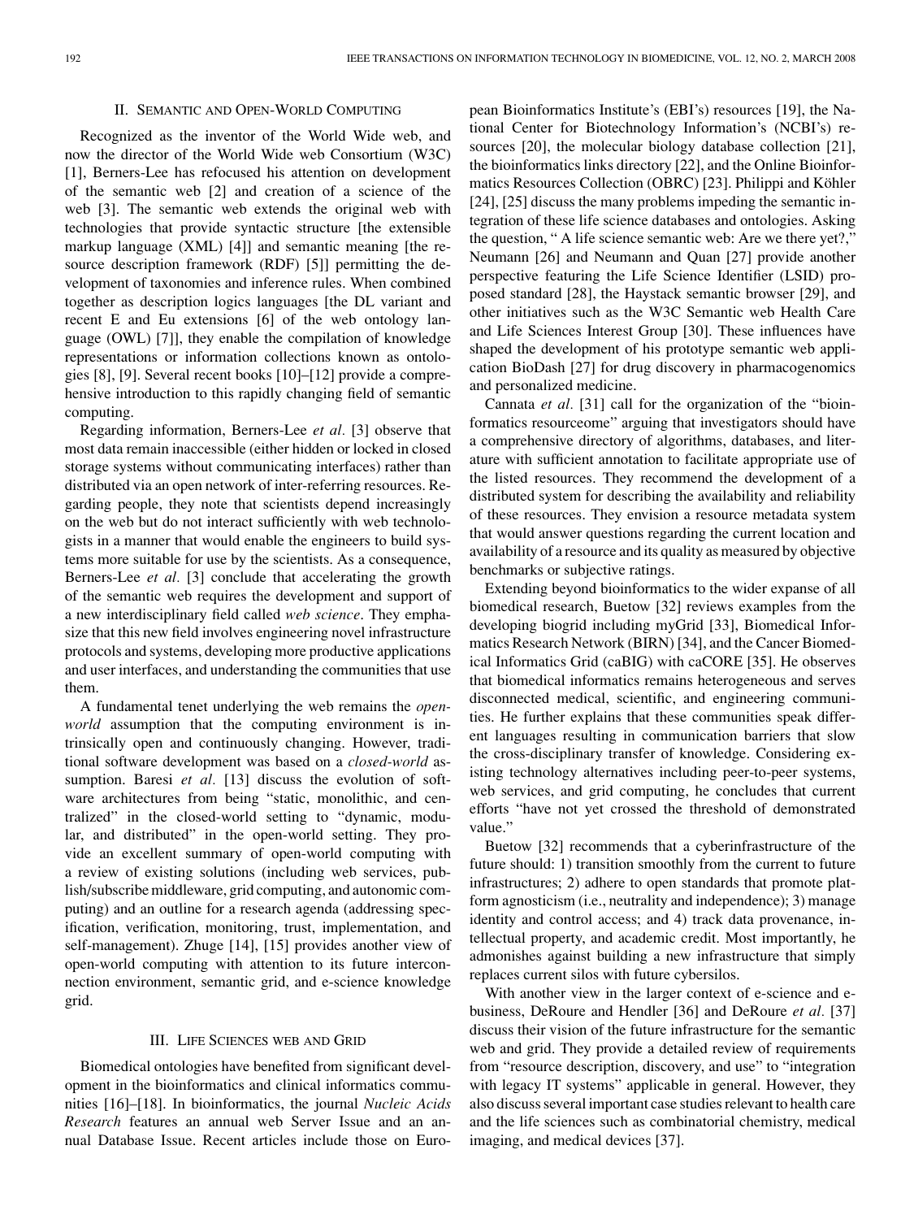## II. Semantic and Open-World Computing

Recognized as the inventor of the World Wide web, and now the director of the World Wide web Consortium (W3C) [1], Berners-Lee has refocused his attention on development of the semantic web [2] and creation of a science of the web [3]. The semantic web extends the original web with technologies that provide syntactic structure [the extensible markup language (XML) [4]] and semantic meaning [the resource description framework (RDF) [5]] permitting the development of taxonomies and inference rules. When combined together as description logics languages [the DL variant and recent E and Eu extensions [6] of the web ontology language (OWL) [7]], they enable the compilation of knowledge representations or information collections known as ontologies [8], [9]. Several recent books [10]–[12] provide a comprehensive introduction to this rapidly changing field of semantic computing.

Regarding information, Berners-Lee *et al.* [3] observe that most data remain inaccessible (either hidden or locked in closed storage systems without communicating interfaces) rather than distributed via an open network of inter-referring resources. Regarding people, they note that scientists depend increasingly on the web but do not interact sufficiently with web technologists in a manner that would enable the engineers to build systems more suitable for use by the scientists. As a consequence, Berners-Lee *et al.* [3] conclude that accelerating the growth of the semantic web requires the development and support of a new interdisciplinary field called *web science*. They emphasize that this new field involves engineering novel infrastructure protocols and systems, developing more productive applications and user interfaces, and understanding the communities that use them.

A fundamental tenet underlying the web remains the *open-world* assumption that the computing environment is intrinsically open and continuously changing. However, traditional software development was based on a *closed-world* assumption. Baresi *et al.* [13] discuss the evolution of software architectures from being "static, monolithic, and centralized" in the closed-world setting to "dynamic, modular, and distributed" in the open-world setting. They provide an excellent summary of open-world computing with a review of existing solutions (including web services, publish/subscribe middleware, grid computing, and autonomic computing) and an outline for a research agenda (addressing specification, verification, monitoring, trust, implementation, and self-management). Zhuge [14], [15] provides another view of open-world computing with attention to its future interconnection environment, semantic grid, and e-science knowledge grid.

## III. Life Sciences web and Grid

Biomedical ontologies have benefited from significant development in the bioinformatics and clinical informatics communities [16]–[18]. In bioinformatics, the journal *Nucleic Acids Research* features an annual web Server Issue and an annual Database Issue. Recent articles include those on European Bioinformatics Institute's (EBI's) resources [19], the National Center for Biotechnology Information's (NCBI's) resources [20], the molecular biology database collection [21], the bioinformatics links directory [22], and the Online Bioinformatics Resources Collection (OBRC) [23]. Philippi and Köhler [24], [25] discuss the many problems impeding the semantic integration of these life science databases and ontologies. Asking the question, " A life science semantic web: Are we there yet?," Neumann [26] and Neumann and Quan [27] provide another perspective featuring the Life Science Identifier (LSID) proposed standard [28], the Haystack semantic browser [29], and other initiatives such as the W3C Semantic web Health Care and Life Sciences Interest Group [30]. These influences have shaped the development of his prototype semantic web application BioDash [27] for drug discovery in pharmacogenomics and personalized medicine.

Cannata *et al.* [31] call for the organization of the "bioinformatics resourceome" arguing that investigators should have a comprehensive directory of algorithms, databases, and literature with sufficient annotation to facilitate appropriate use of the listed resources. They recommend the development of a distributed system for describing the availability and reliability of these resources. They envision a resource metadata system that would answer questions regarding the current location and availability of a resource and its quality as measured by objective benchmarks or subjective ratings.

Extending beyond bioinformatics to the wider expanse of all biomedical research, Buetow [32] reviews examples from the developing biogrid including myGrid [33], Biomedical Informatics Research Network (BIRN) [34], and the Cancer Biomedical Informatics Grid (caBIG) with caCORE [35]. He observes that biomedical informatics remains heterogeneous and serves disconnected medical, scientific, and engineering communities. He further explains that these communities speak different languages resulting in communication barriers that slow the cross-disciplinary transfer of knowledge. Considering existing technology alternatives including peer-to-peer systems, web services, and grid computing, he concludes that current efforts "have not yet crossed the threshold of demonstrated value."

Buetow [32] recommends that a cyberinfrastructure of the future should: 1) transition smoothly from the current to future infrastructures; 2) adhere to open standards that promote platform agnosticism (i.e., neutrality and independence); 3) manage identity and control access; and 4) track data provenance, intellectual property, and academic credit. Most importantly, he admonishes against building a new infrastructure that simply replaces current silos with future cybersilos.

With another view in the larger context of e-science and e-business, DeRoure and Hendler [36] and DeRoure *et al.* [37] discuss their vision of the future infrastructure for the semantic web and grid. They provide a detailed review of requirements from "resource description, discovery, and use" to "integration with legacy IT systems" applicable in general. However, they also discuss several important case studies relevant to health care and the life sciences such as combinatorial chemistry, medical imaging, and medical devices [37].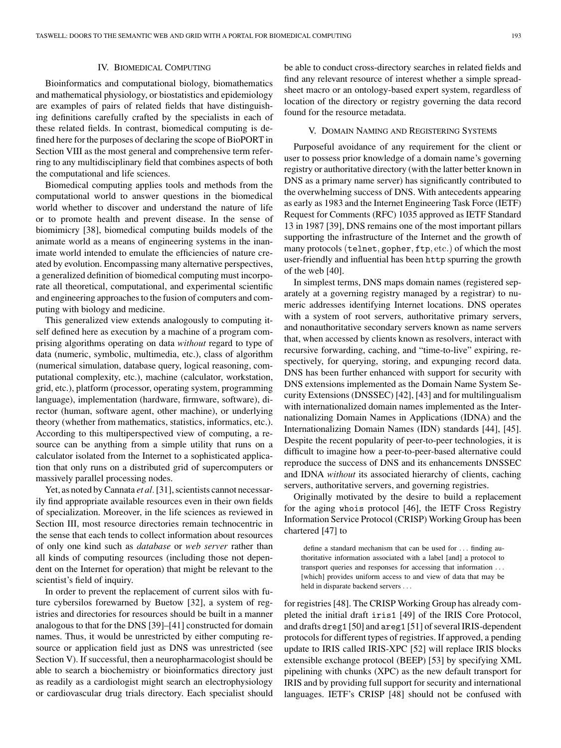## IV. Biomedical Computing

Bioinformatics and computational biology, biomathematics and mathematical physiology, or biostatistics and epidemiology are examples of pairs of related fields that have distinguishing definitions carefully crafted by the specialists in each of these related fields. In contrast, biomedical computing is defined here for the purposes of declaring the scope of BioPORT in Section VIII as the most general and comprehensive term referring to any multidisciplinary field that combines aspects of both the computational and life sciences.

Biomedical computing applies tools and methods from the computational world to answer questions in the biomedical world whether to discover and understand the nature of life or to promote health and prevent disease. In the sense of biomimicry [38], biomedical computing builds models of the animate world as a means of engineering systems in the inanimate world intended to emulate the efficiencies of nature created by evolution. Encompassing many alternative perspectives, a generalized definition of biomedical computing must incorporate all theoretical, computational, and experimental scientific and engineering approaches to the fusion of computers and computing with biology and medicine.

This generalized view extends analogously to computing itself defined here as execution by a machine of a program comprising algorithms operating on data *without* regard to type of data (numeric, symbolic, multimedia, etc.), class of algorithm (numerical simulation, database query, logical reasoning, computational complexity, etc.), machine (calculator, workstation, grid, etc.), platform (processor, operating system, programming language), implementation (hardware, firmware, software), director (human, software agent, other machine), or underlying theory (whether from mathematics, statistics, informatics, etc.). According to this multiperspectived view of computing, a resource can be anything from a simple utility that runs on a calculator isolated from the Internet to a sophisticated application that only runs on a distributed grid of supercomputers or massively parallel processing nodes.

Yet, as noted by Cannata *et al.* [31], scientists cannot necessarily find appropriate available resources even in their own fields of specialization. Moreover, in the life sciences as reviewed in Section III, most resource directories remain technocentric in the sense that each tends to collect information about resources of only one kind such as *database* or *web server* rather than all kinds of computing resources (including those not dependent on the Internet for operation) that might be relevant to the scientist's field of inquiry.

In order to prevent the replacement of current silos with future cybersilos forewarned by Buetow [32], a system of registries and directories for resources should be built in a manner analogous to that for the DNS [39]–[41] constructed for domain names. Thus, it would be unrestricted by either computing resource or application field just as DNS was unrestricted (see Section V). If successful, then a neuropharmacologist should be able to search a biochemistry or bioinformatics directory just as readily as a cardiologist might search an electrophysiology or cardiovascular drug trials directory. Each specialist should be able to conduct cross-directory searches in related fields and find any relevant resource of interest whether a simple spreadsheet macro or an ontology-based expert system, regardless of location of the directory or registry governing the data record found for the resource metadata.

## V. Domain Naming and Registering Systems

Purposeful avoidance of any requirement for the client or user to possess prior knowledge of a domain name's governing registry or authoritative directory (with the latter better known in DNS as a primary name server) has significantly contributed to the overwhelming success of DNS. With antecedents appearing as early as 1983 and the Internet Engineering Task Force (IETF) Request for Comments (RFC) 1035 approved as IETF Standard 13 in 1987 [39], DNS remains one of the most important pillars supporting the infrastructure of the Internet and the growth of many protocols (`telnet`, `gopher`, `ftp`, etc.) of which the most user-friendly and influential has been `http` spurring the growth of the web [40].

In simplest terms, DNS maps domain names (registered separately at a governing registry managed by a registrar) to numeric addresses identifying Internet locations. DNS operates with a system of root servers, authoritative primary servers, and nonauthoritative secondary servers known as name servers that, when accessed by clients known as resolvers, interact with recursive forwarding, caching, and "time-to-live" expiring, respectively, for querying, storing, and expunging record data. DNS has been further enhanced with support for security with DNS extensions implemented as the Domain Name System Security Extensions (DNSSEC) [42], [43] and for multilingualism with internationalized domain names implemented as the Internationalizing Domain Names in Applications (IDNA) and the Internationalizing Domain Names (IDN) standards [44], [45]. Despite the recent popularity of peer-to-peer technologies, it is difficult to imagine how a peer-to-peer-based alternative could reproduce the success of DNS and its enhancements DNSSEC and IDNA *without* its associated hierarchy of clients, caching servers, authoritative servers, and governing registries.

Originally motivated by the desire to build a replacement for the aging `whois` protocol [46], the IETF Cross Registry Information Service Protocol (CRISP) Working Group has been chartered [47] to

> define a standard mechanism that can be used for ... finding authoritative information associated with a label [and] a protocol to transport queries and responses for accessing that information ... [which] provides uniform access to and view of data that may be held in disparate backend servers ...

for registries [48]. The CRISP Working Group has already completed the initial draft `iris1` [49] of the IRIS Core Protocol, and drafts `dreg1` [50] and `areg1` [51] of several IRIS-dependent protocols for different types of registries. If approved, a pending update to IRIS called IRIS-XPC [52] will replace IRIS blocks extensible exchange protocol (BEEP) [53] by specifying XML pipelining with chunks (XPC) as the new default transport for IRIS and by providing full support for security and international languages. IETF's CRISP [48] should not be confused with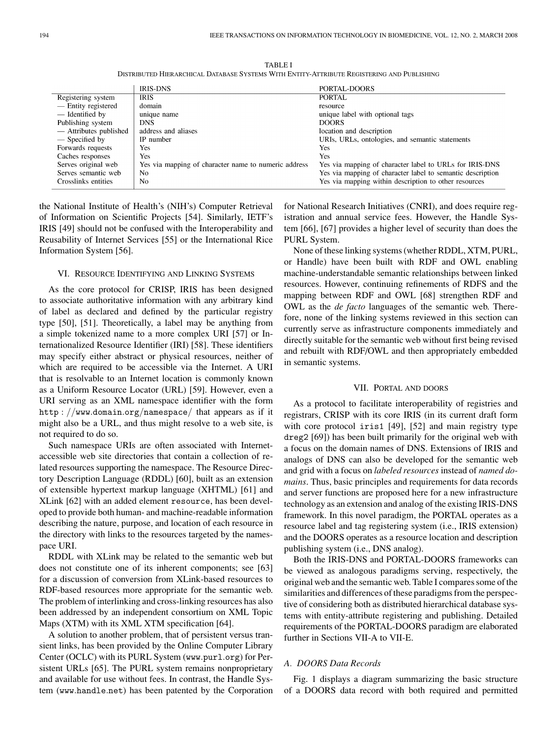TABLE I
DISTRIBUTED HIERARCHICAL DATABASE SYSTEMS WITH ENTITY-ATTRIBUTE REGISTERING AND PUBLISHING

| | IRIS-DNS | PORTAL-DOORS |
|---|---|---|
| Registering system | IRIS | PORTAL |
| — Entity registered | domain | resource |
| — Identified by | unique name | unique label with optional tags |
| Publishing system | DNS | DOORS |
| — Attributes published | address and aliases | location and description |
| — Specified by | IP number | URIs, URLs, ontologies, and semantic statements |
| Forwards requests | Yes | Yes |
| Caches responses | Yes | Yes |
| Serves original web | Yes via mapping of character name to numeric address | Yes via mapping of character label to URLs for IRIS-DNS |
| Serves semantic web | No | Yes via mapping of character label to semantic description |
| Crosslinks entities | No | Yes via mapping within description to other resources |

the National Institute of Health's (NIH's) Computer Retrieval of Information on Scientific Projects [54]. Similarly, IETF's IRIS [49] should not be confused with the Interoperability and Reusability of Internet Services [55] or the International Rice Information System [56].

## VI. Resource Identifying and Linking Systems

As the core protocol for CRISP, IRIS has been designed to associate authoritative information with any arbitrary kind of label as declared and defined by the particular registry type [50], [51]. Theoretically, a label may be anything from a simple tokenized name to a more complex URI [57] or Internationalized Resource Identifier (IRI) [58]. These identifiers may specify either abstract or physical resources, neither of which are required to be accessible via the Internet. A URI that is resolvable to an Internet location is commonly known as a Uniform Resource Locator (URL) [59]. However, even a URI serving as an XML namespace identifier with the form `http://www.domain.org/namespace/` that appears as if it might also be a URL, and thus might resolve to a web site, is not required to do so.

Such namespace URIs are often associated with Internet-accessible web site directories that contain a collection of related resources supporting the namespace. The Resource Directory Description Language (RDDL) [60], built as an extension of extensible hypertext markup language (XHTML) [61] and XLink [62] with an added element `resource`, has been developed to provide both human- and machine-readable information describing the nature, purpose, and location of each resource in the directory with links to the resources targeted by the namespace URI.

RDDL with XLink may be related to the semantic web but does not constitute one of its inherent components; see [63] for a discussion of conversion from XLink-based resources to RDF-based resources more appropriate for the semantic web. The problem of interlinking and cross-linking resources has also been addressed by an independent consortium on XML Topic Maps (XTM) with its XML XTM specification [64].

A solution to another problem, that of persistent versus transient links, has been provided by the Online Computer Library Center (OCLC) with its PURL System (`www.purl.org`) for Persistent URLs [65]. The PURL system remains nonproprietary and available for use without fees. In contrast, the Handle System (`www.handle.net`) has been patented by the Corporation for National Research Initiatives (CNRI), and does require registration and annual service fees. However, the Handle System [66], [67] provides a higher level of security than does the PURL System.

None of these linking systems (whether RDDL, XTM, PURL, or Handle) have been built with RDF and OWL enabling machine-understandable semantic relationships between linked resources. However, continuing refinements of RDFS and the mapping between RDF and OWL [68] strengthen RDF and OWL as the *de facto* languages of the semantic web. Therefore, none of the linking systems reviewed in this section can currently serve as infrastructure components immediately and directly suitable for the semantic web without first being revised and rebuilt with RDF/OWL and then appropriately embedded in semantic systems.

## VII. PORTAL and DOORS

As a protocol to facilitate interoperability of registries and registrars, CRISP with its core IRIS (in its current draft form with core protocol `iris1` [49], [52] and main registry type `dreg2` [69]) has been built primarily for the original web with a focus on the domain names of DNS. Extensions of IRIS and analogs of DNS can also be developed for the semantic web and grid with a focus on *labeled resources* instead of *named domains*. Thus, basic principles and requirements for data records and server functions are proposed here for a new infrastructure technology as an extension and analog of the existing IRIS-DNS framework. In this novel paradigm, the PORTAL operates as a resource label and tag registering system (i.e., IRIS extension) and the DOORS operates as a resource location and description publishing system (i.e., DNS analog).

Both the IRIS-DNS and PORTAL-DOORS frameworks can be viewed as analogous paradigms serving, respectively, the original web and the semantic web. Table I compares some of the similarities and differences of these paradigms from the perspective of considering both as distributed hierarchical database systems with entity-attribute registering and publishing. Detailed requirements of the PORTAL-DOORS paradigm are elaborated further in Sections VII-A to VII-E.

### A. DOORS Data Records

Fig. 1 displays a diagram summarizing the basic structure of a DOORS data record with both required and permitted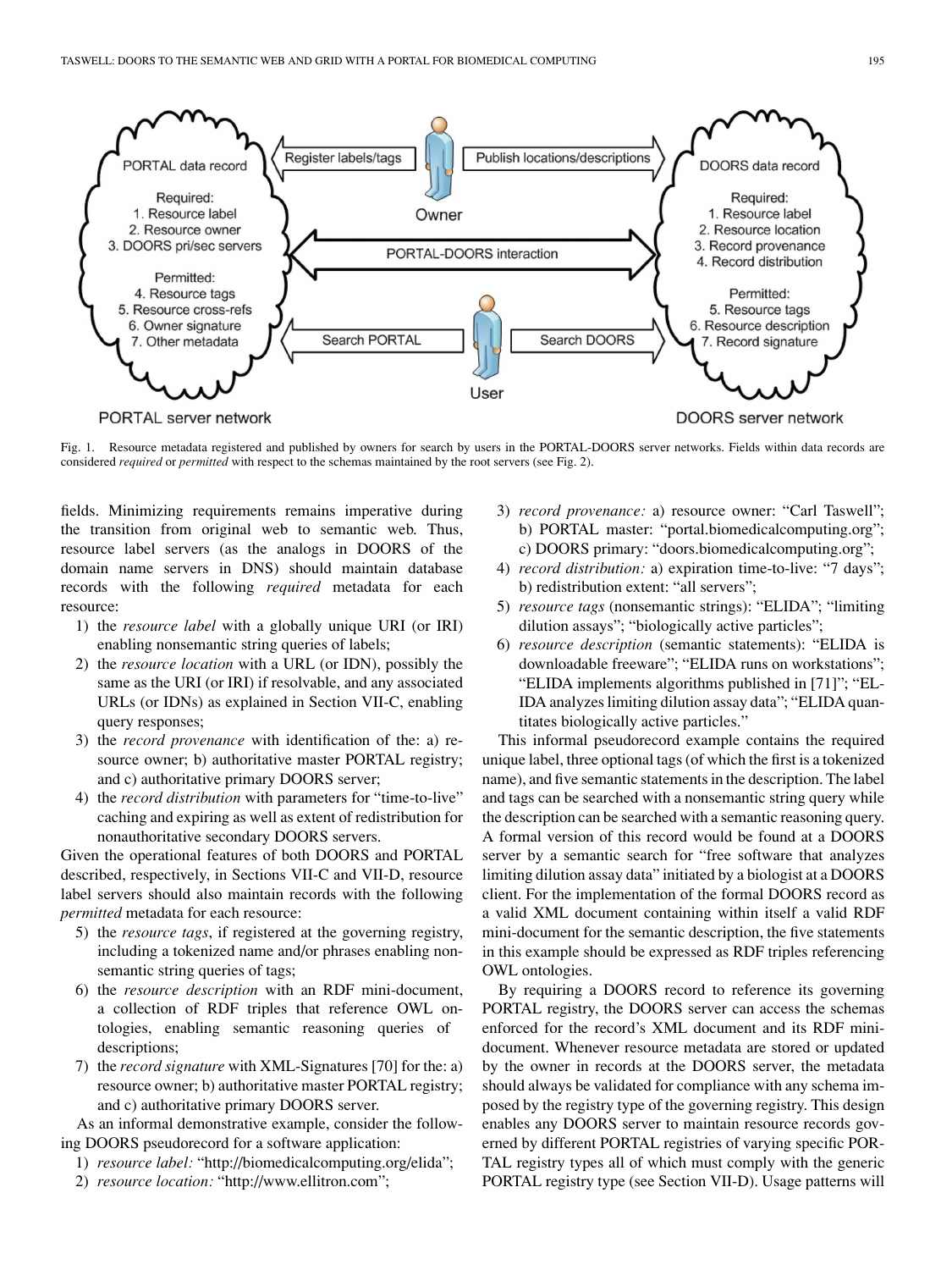PORTAL data record

Required:
1. Resource label
2. Resource owner
3. DOORS pri/sec servers

Permitted:
4. Resource tags
5. Resource cross-refs
6. Owner signature
7. Other metadata

Register labels/tags

Owner

Publish locations/descriptions

DOORS data record

Required:
1. Resource label
2. Resource location
3. Record provenance
4. Record distribution

Permitted:
5. Resource tags
6. Resource description
7. Record signature

PORTAL-DOORS interaction

Search PORTAL

User

Search DOORS

PORTAL server network

DOORS server network

Fig. 1. Resource metadata registered and published by owners for search by users in the PORTAL-DOORS server networks. Fields within data records are considered *required* or *permitted* with respect to the schemas maintained by the root servers (see Fig. 2).

fields. Minimizing requirements remains imperative during the transition from original web to semantic web. Thus, resource label servers (as the analogs in DOORS of the domain name servers in DNS) should maintain database records with the following *required* metadata for each resource:

1) the *resource label* with a globally unique URI (or IRI) enabling nonsemantic string queries of labels;
2) the *resource location* with a URL (or IDN), possibly the same as the URI (or IRI) if resolvable, and any associated URLs (or IDNs) as explained in Section VII-C, enabling query responses;
3) the *record provenance* with identification of the: a) resource owner; b) authoritative master PORTAL registry; and c) authoritative primary DOORS server;
4) the *record distribution* with parameters for "time-to-live" caching and expiring as well as extent of redistribution for nonauthoritative secondary DOORS servers.

Given the operational features of both DOORS and PORTAL described, respectively, in Sections VII-C and VII-D, resource label servers should also maintain records with the following *permitted* metadata for each resource:

5) the *resource tags*, if registered at the governing registry, including a tokenized name and/or phrases enabling nonsemantic string queries of tags;
6) the *resource description* with an RDF mini-document, a collection of RDF triples that reference OWL ontologies, enabling semantic reasoning queries of descriptions;
7) the *record signature* with XML-Signatures [70] for the: a) resource owner; b) authoritative master PORTAL registry; and c) authoritative primary DOORS server.

As an informal demonstrative example, consider the following DOORS pseudorecord for a software application:

1) *resource label:* "http://biomedicalcomputing.org/elida";
2) *resource location:* "http://www.ellitron.com";
3) *record provenance:* a) resource owner: "Carl Taswell"; b) PORTAL master: "portal.biomedicalcomputing.org"; c) DOORS primary: "doors.biomedicalcomputing.org";
4) *record distribution:* a) expiration time-to-live: "7 days"; b) redistribution extent: "all servers";
5) *resource tags* (nonsemantic strings): "ELIDA"; "limiting dilution assays"; "biologically active particles";
6) *resource description* (semantic statements): "ELIDA is downloadable freeware"; "ELIDA runs on workstations"; "ELIDA implements algorithms published in [71]"; "ELIDA analyzes limiting dilution assay data"; "ELIDA quantitates biologically active particles."

This informal pseudorecord example contains the required unique label, three optional tags (of which the first is a tokenized name), and five semantic statements in the description. The label and tags can be searched with a nonsemantic string query while the description can be searched with a semantic reasoning query. A formal version of this record would be found at a DOORS server by a semantic search for "free software that analyzes limiting dilution assay data" initiated by a biologist at a DOORS client. For the implementation of the formal DOORS record as a valid XML document containing within itself a valid RDF mini-document for the semantic description, the five statements in this example should be expressed as RDF triples referencing OWL ontologies.

By requiring a DOORS record to reference its governing PORTAL registry, the DOORS server can access the schemas enforced for the record's XML document and its RDF mini-document. Whenever resource metadata are stored or updated by the owner in records at the DOORS server, the metadata should always be validated for compliance with any schema imposed by the registry type of the governing registry. This design enables any DOORS server to maintain resource records governed by different PORTAL registries of varying specific PORTAL registry types all of which must comply with the generic PORTAL registry type (see Section VII-D). Usage patterns will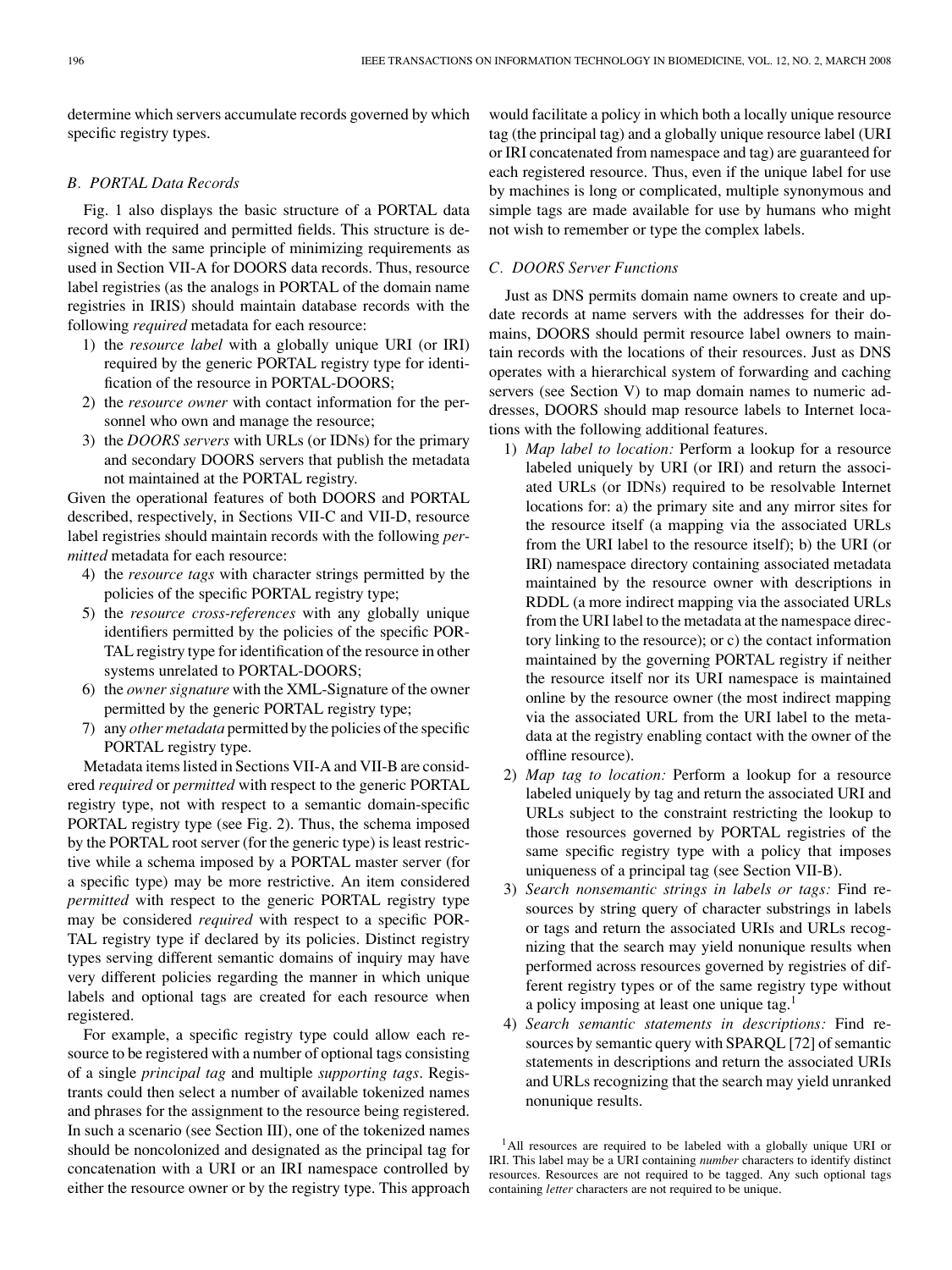determine which servers accumulate records governed by which specific registry types.

### *B. PORTAL Data Records*

Fig. 1 also displays the basic structure of a PORTAL data record with required and permitted fields. This structure is designed with the same principle of minimizing requirements as used in Section VII-A for DOORS data records. Thus, resource label registries (as the analogs in PORTAL of the domain name registries in IRIS) should maintain database records with the following *required* metadata for each resource:

1) the *resource label* with a globally unique URI (or IRI) required by the generic PORTAL registry type for identification of the resource in PORTAL-DOORS;
2) the *resource owner* with contact information for the personnel who own and manage the resource;
3) the *DOORS servers* with URLs (or IDNs) for the primary and secondary DOORS servers that publish the metadata not maintained at the PORTAL registry.

Given the operational features of both DOORS and PORTAL described, respectively, in Sections VII-C and VII-D, resource label registries should maintain records with the following *permitted* metadata for each resource:

4) the *resource tags* with character strings permitted by the policies of the specific PORTAL registry type;
5) the *resource cross-references* with any globally unique identifiers permitted by the policies of the specific PORTAL registry type for identification of the resource in other systems unrelated to PORTAL-DOORS;
6) the *owner signature* with the XML-Signature of the owner permitted by the generic PORTAL registry type;
7) any *other metadata* permitted by the policies of the specific PORTAL registry type.

Metadata items listed in Sections VII-A and VII-B are considered *required* or *permitted* with respect to the generic PORTAL registry type, not with respect to a semantic domain-specific PORTAL registry type (see Fig. 2). Thus, the schema imposed by the PORTAL root server (for the generic type) is least restrictive while a schema imposed by a PORTAL master server (for a specific type) may be more restrictive. An item considered *permitted* with respect to the generic PORTAL registry type may be considered *required* with respect to a specific PORTAL registry type if declared by its policies. Distinct registry types serving different semantic domains of inquiry may have very different policies regarding the manner in which unique labels and optional tags are created for each resource when registered.

For example, a specific registry type could allow each resource to be registered with a number of optional tags consisting of a single *principal tag* and multiple *supporting tags*. Registrants could then select a number of available tokenized names and phrases for the assignment to the resource being registered. In such a scenario (see Section III), one of the tokenized names should be noncolonized and designated as the principal tag for concatenation with a URI or an IRI namespace controlled by either the resource owner or by the registry type. This approach would facilitate a policy in which both a locally unique resource tag (the principal tag) and a globally unique resource label (URI or IRI concatenated from namespace and tag) are guaranteed for each registered resource. Thus, even if the unique label for use by machines is long or complicated, multiple synonymous and simple tags are made available for use by humans who might not wish to remember or type the complex labels.

### *C. DOORS Server Functions*

Just as DNS permits domain name owners to create and update records at name servers with the addresses for their domains, DOORS should permit resource label owners to maintain records with the locations of their resources. Just as DNS operates with a hierarchical system of forwarding and caching servers (see Section V) to map domain names to numeric addresses, DOORS should map resource labels to Internet locations with the following additional features.

1) *Map label to location:* Perform a lookup for a resource labeled uniquely by URI (or IRI) and return the associated URLs (or IDNs) required to be resolvable Internet locations for: a) the primary site and any mirror sites for the resource itself (a mapping via the associated URLs from the URI label to the resource itself); b) the URI (or IRI) namespace directory containing associated metadata maintained by the resource owner with descriptions in RDDL (a more indirect mapping via the associated URLs from the URI label to the metadata at the namespace directory linking to the resource); or c) the contact information maintained by the governing PORTAL registry if neither the resource itself nor its URI namespace is maintained online by the resource owner (the most indirect mapping via the associated URL from the URI label to the metadata at the registry enabling contact with the owner of the offline resource).
2) *Map tag to location:* Perform a lookup for a resource labeled uniquely by tag and return the associated URI and URLs subject to the constraint restricting the lookup to those resources governed by PORTAL registries of the same specific registry type with a policy that imposes uniqueness of a principal tag (see Section VII-B).
3) *Search nonsemantic strings in labels or tags:* Find resources by string query of character substrings in labels or tags and return the associated URIs and URLs recognizing that the search may yield nonunique results when performed across resources governed by registries of different registry types or of the same registry type without a policy imposing at least one unique tag.[1]
4) *Search semantic statements in descriptions:* Find resources by semantic query with SPARQL [72] of semantic statements in descriptions and return the associated URIs and URLs recognizing that the search may yield unranked nonunique results.

[1]All resources are required to be labeled with a globally unique URI or IRI. This label may be a URI containing *number* characters to identify distinct resources. Resources are not required to be tagged. Any such optional tags containing *letter* characters are not required to be unique.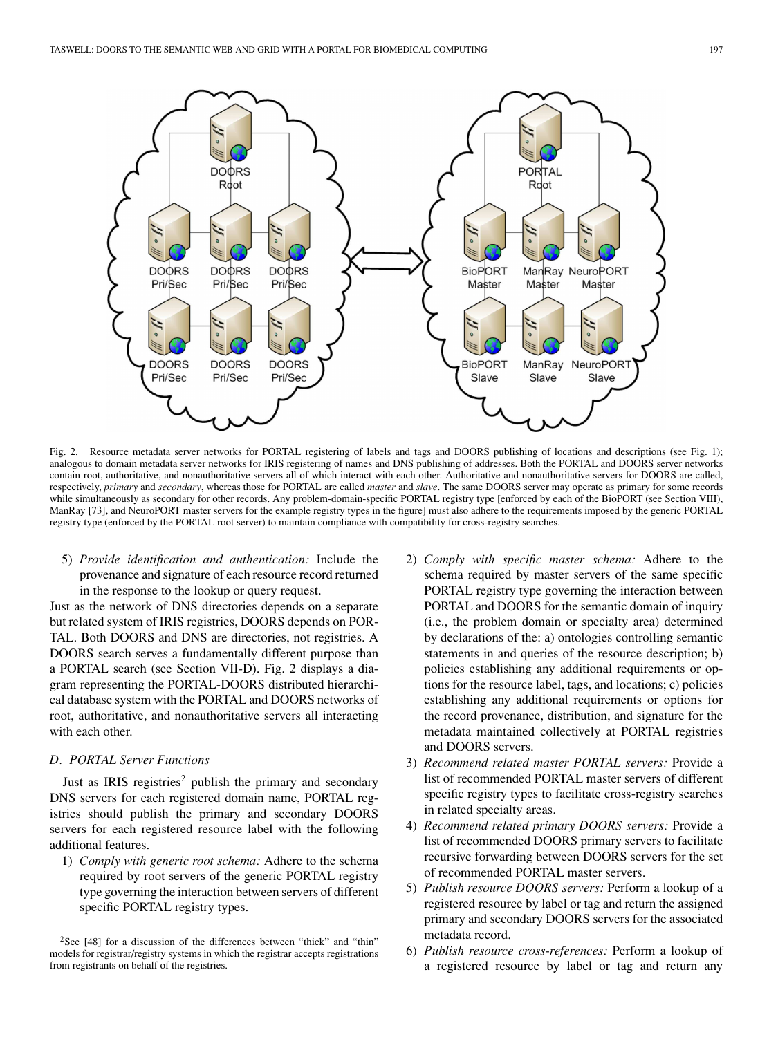Fig. 2. Resource metadata server networks for PORTAL registering of labels and tags and DOORS publishing of locations and descriptions (see Fig. 1); analogous to domain metadata server networks for IRIS registering of names and DNS publishing of addresses. Both the PORTAL and DOORS server networks contain root, authoritative, and nonauthoritative servers all of which interact with each other. Authoritative and nonauthoritative servers for DOORS are called, respectively, *primary* and *secondary*, whereas those for PORTAL are called *master* and *slave*. The same DOORS server may operate as primary for some records while simultaneously as secondary for other records. Any problem-domain-specific PORTAL registry type [enforced by each of the BioPORT (see Section VIII), ManRay [73], and NeuroPORT master servers for the example registry types in the figure] must also adhere to the requirements imposed by the generic PORTAL registry type (enforced by the PORTAL root server) to maintain compliance with compatibility for cross-registry searches.

5) *Provide identification and authentication:* Include the provenance and signature of each resource record returned in the response to the lookup or query request.

Just as the network of DNS directories depends on a separate but related system of IRIS registries, DOORS depends on PORTAL. Both DOORS and DNS are directories, not registries. A DOORS search serves a fundamentally different purpose than a PORTAL search (see Section VII-D). Fig. 2 displays a diagram representing the PORTAL-DOORS distributed hierarchical database system with the PORTAL and DOORS networks of root, authoritative, and nonauthoritative servers all interacting with each other.

### D. PORTAL Server Functions

Just as IRIS registries[2] publish the primary and secondary DNS servers for each registered domain name, PORTAL registries should publish the primary and secondary DOORS servers for each registered resource label with the following additional features.

1) *Comply with generic root schema:* Adhere to the schema required by root servers of the generic PORTAL registry type governing the interaction between servers of different specific PORTAL registry types.
2) *Comply with specific master schema:* Adhere to the schema required by master servers of the same specific PORTAL registry type governing the interaction between PORTAL and DOORS for the semantic domain of inquiry (i.e., the problem domain or specialty area) determined by declarations of the: a) ontologies controlling semantic statements in and queries of the resource description; b) policies establishing any additional requirements or options for the resource label, tags, and locations; c) policies establishing any additional requirements or options for the record provenance, distribution, and signature for the metadata maintained collectively at PORTAL registries and DOORS servers.
3) *Recommend related master PORTAL servers:* Provide a list of recommended PORTAL master servers of different specific registry types to facilitate cross-registry searches in related specialty areas.
4) *Recommend related primary DOORS servers:* Provide a list of recommended DOORS primary servers to facilitate recursive forwarding between DOORS servers for the set of recommended PORTAL master servers.
5) *Publish resource DOORS servers:* Perform a lookup of a registered resource by label or tag and return the assigned primary and secondary DOORS servers for the associated metadata record.
6) *Publish resource cross-references:* Perform a lookup of a registered resource by label or tag and return any

[2] See [48] for a discussion of the differences between "thick" and "thin" models for registrar/registry systems in which the registrar accepts registrations from registrants on behalf of the registries.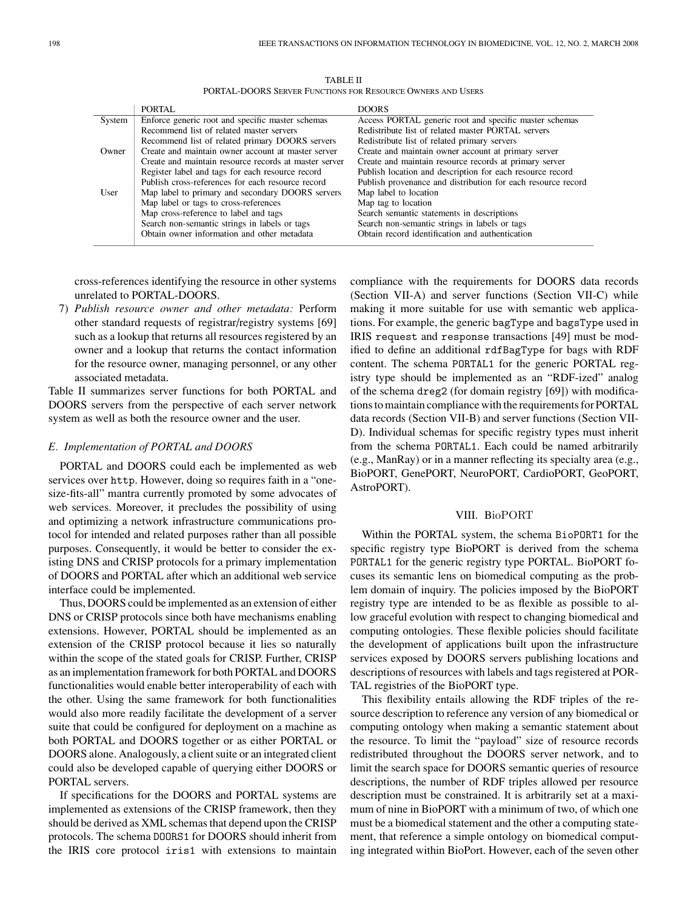TABLE II
PORTAL-DOORS SERVER FUNCTIONS FOR RESOURCE OWNERS AND USERS

| | PORTAL | DOORS |
|---|---|---|
| System | Enforce generic root and specific master schemas | Access PORTAL generic root and specific master schemas |
| | Recommend list of related master servers | Redistribute list of related master PORTAL servers |
| | Recommend list of related primary DOORS servers | Redistribute list of related primary servers |
| Owner | Create and maintain owner account at master server | Create and maintain owner account at primary server |
| | Create and maintain resource records at master server | Create and maintain resource records at primary server |
| | Register label and tags for each resource record | Publish location and description for each resource record |
| | Publish cross-references for each resource record | Publish provenance and distribution for each resource record |
| User | Map label to primary and secondary DOORS servers | Map label to location |
| | Map label or tags to cross-references | Map tag to location |
| | Map cross-reference to label and tags | Search semantic statements in descriptions |
| | Search non-semantic strings in labels or tags | Search non-semantic strings in labels or tags |
| | Obtain owner information and other metadata | Obtain record identification and authentication |

cross-references identifying the resource in other systems unrelated to PORTAL-DOORS.

7) *Publish resource owner and other metadata:* Perform other standard requests of registrar/registry systems [69] such as a lookup that returns all resources registered by an owner and a lookup that returns the contact information for the resource owner, managing personnel, or any other associated metadata.

Table II summarizes server functions for both PORTAL and DOORS servers from the perspective of each server network system as well as both the resource owner and the user.

### *E. Implementation of PORTAL and DOORS*

PORTAL and DOORS could each be implemented as web services over `http`. However, doing so requires faith in a "one-size-fits-all" mantra currently promoted by some advocates of web services. Moreover, it precludes the possibility of using and optimizing a network infrastructure communications protocol for intended and related purposes rather than all possible purposes. Consequently, it would be better to consider the existing DNS and CRISP protocols for a primary implementation of DOORS and PORTAL after which an additional web service interface could be implemented.

Thus, DOORS could be implemented as an extension of either DNS or CRISP protocols since both have mechanisms enabling extensions. However, PORTAL should be implemented as an extension of the CRISP protocol because it lies so naturally within the scope of the stated goals for CRISP. Further, CRISP as an implementation framework for both PORTAL and DOORS functionalities would enable better interoperability of each with the other. Using the same framework for both functionalities would also more readily facilitate the development of a server suite that could be configured for deployment on a machine as both PORTAL and DOORS together or as either PORTAL or DOORS alone. Analogously, a client suite or an integrated client could also be developed capable of querying either DOORS or PORTAL servers.

If specifications for the DOORS and PORTAL systems are implemented as extensions of the CRISP framework, then they should be derived as XML schemas that depend upon the CRISP protocols. The schema `DOORS1` for DOORS should inherit from the IRIS core protocol `iris1` with extensions to maintain compliance with the requirements for DOORS data records (Section VII-A) and server functions (Section VII-C) while making it more suitable for use with semantic web applications. For example, the generic `bagType` and `bagsType` used in IRIS `request` and `response` transactions [49] must be modified to define an additional `rdfBagType` for bags with RDF content. The schema `PORTAL1` for the generic PORTAL registry type should be implemented as an "RDF-ized" analog of the schema `dreg2` (for domain registry [69]) with modifications to maintain compliance with the requirements for PORTAL data records (Section VII-B) and server functions (Section VII-D). Individual schemas for specific registry types must inherit from the schema `PORTAL1`. Each could be named arbitrarily (e.g., ManRay) or in a manner reflecting its specialty area (e.g., BioPORT, GenePORT, NeuroPORT, CardioPORT, GeoPORT, AstroPORT).

## VIII. BioPORT

Within the PORTAL system, the schema `BioPORT1` for the specific registry type BioPORT is derived from the schema `PORTAL1` for the generic registry type PORTAL. BioPORT focuses its semantic lens on biomedical computing as the problem domain of inquiry. The policies imposed by the BioPORT registry type are intended to be as flexible as possible to allow graceful evolution with respect to changing biomedical and computing ontologies. These flexible policies should facilitate the development of applications built upon the infrastructure services exposed by DOORS servers publishing locations and descriptions of resources with labels and tags registered at PORTAL registries of the BioPORT type.

This flexibility entails allowing the RDF triples of the resource description to reference any version of any biomedical or computing ontology when making a semantic statement about the resource. To limit the "payload" size of resource records redistributed throughout the DOORS server network, and to limit the search space for DOORS semantic queries of resource descriptions, the number of RDF triples allowed per resource description must be constrained. It is arbitrarily set at a maximum of nine in BioPORT with a minimum of two, of which one must be a biomedical statement and the other a computing statement, that reference a simple ontology on biomedical computing integrated within BioPort. However, each of the seven other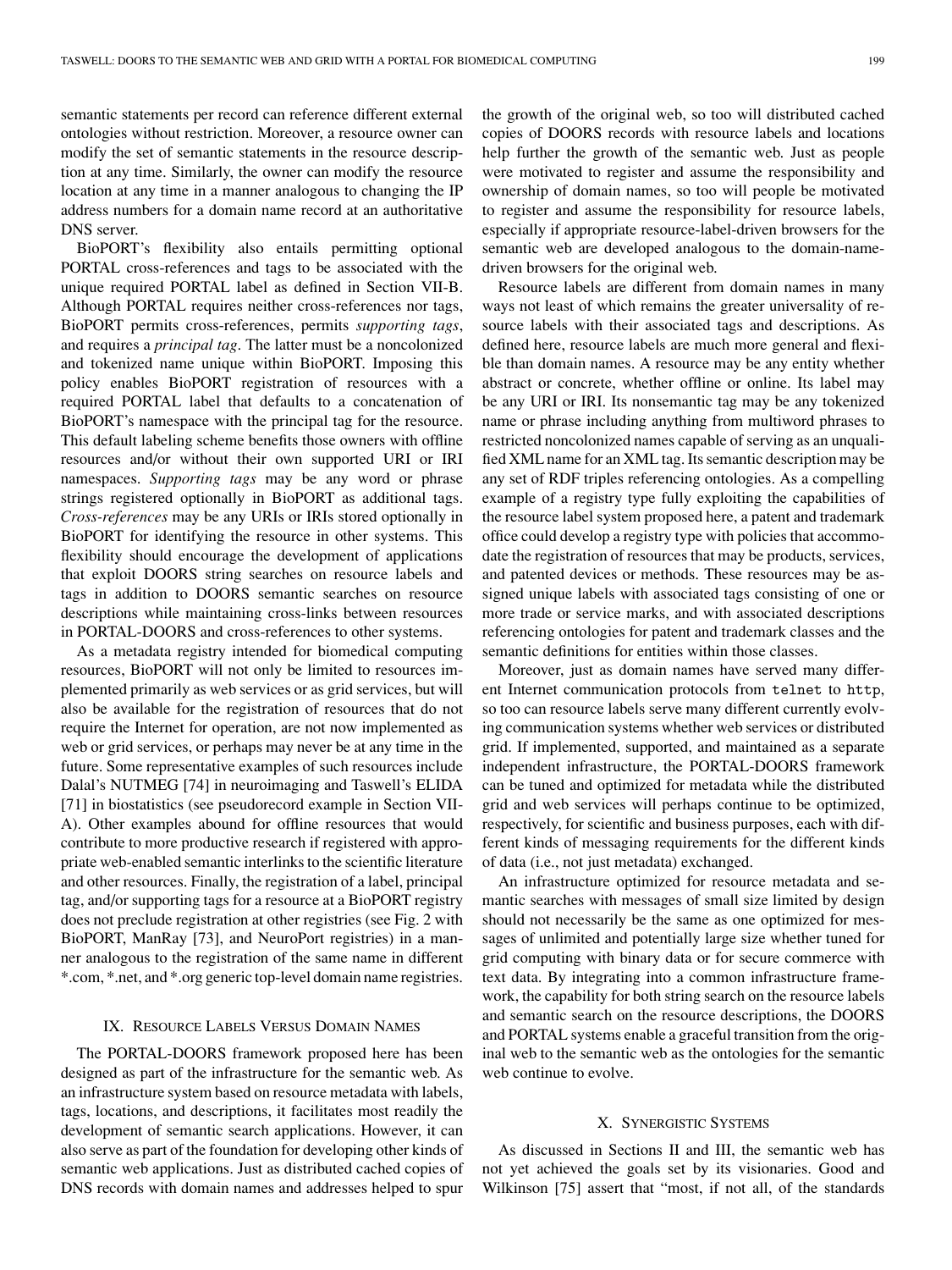semantic statements per record can reference different external ontologies without restriction. Moreover, a resource owner can modify the set of semantic statements in the resource description at any time. Similarly, the owner can modify the resource location at any time in a manner analogous to changing the IP address numbers for a domain name record at an authoritative DNS server.

BioPORT's flexibility also entails permitting optional PORTAL cross-references and tags to be associated with the unique required PORTAL label as defined in Section VII-B. Although PORTAL requires neither cross-references nor tags, BioPORT permits cross-references, permits *supporting tags*, and requires a *principal tag*. The latter must be a noncolonized and tokenized name unique within BioPORT. Imposing this policy enables BioPORT registration of resources with a required PORTAL label that defaults to a concatenation of BioPORT's namespace with the principal tag for the resource. This default labeling scheme benefits those owners with offline resources and/or without their own supported URI or IRI namespaces. *Supporting tags* may be any word or phrase strings registered optionally in BioPORT as additional tags. *Cross-references* may be any URIs or IRIs stored optionally in BioPORT for identifying the resource in other systems. This flexibility should encourage the development of applications that exploit DOORS string searches on resource labels and tags in addition to DOORS semantic searches on resource descriptions while maintaining cross-links between resources in PORTAL-DOORS and cross-references to other systems.

As a metadata registry intended for biomedical computing resources, BioPORT will not only be limited to resources implemented primarily as web services or as grid services, but will also be available for the registration of resources that do not require the Internet for operation, are not now implemented as web or grid services, or perhaps may never be at any time in the future. Some representative examples of such resources include Dalal's NUTMEG [74] in neuroimaging and Taswell's ELIDA [71] in biostatistics (see pseudorecord example in Section VII-A). Other examples abound for offline resources that would contribute to more productive research if registered with appropriate web-enabled semantic interlinks to the scientific literature and other resources. Finally, the registration of a label, principal tag, and/or supporting tags for a resource at a BioPORT registry does not preclude registration at other registries (see Fig. 2 with BioPORT, ManRay [73], and NeuroPort registries) in a manner analogous to the registration of the same name in different *.com, *.net, and *.org generic top-level domain name registries.

## IX. Resource Labels Versus Domain Names

The PORTAL-DOORS framework proposed here has been designed as part of the infrastructure for the semantic web. As an infrastructure system based on resource metadata with labels, tags, locations, and descriptions, it facilitates most readily the development of semantic search applications. However, it can also serve as part of the foundation for developing other kinds of semantic web applications. Just as distributed cached copies of DNS records with domain names and addresses helped to spur the growth of the original web, so too will distributed cached copies of DOORS records with resource labels and locations help further the growth of the semantic web. Just as people were motivated to register and assume the responsibility and ownership of domain names, so too will people be motivated to register and assume the responsibility for resource labels, especially if appropriate resource-label-driven browsers for the semantic web are developed analogous to the domain-name-driven browsers for the original web.

Resource labels are different from domain names in many ways not least of which remains the greater universality of resource labels with their associated tags and descriptions. As defined here, resource labels are much more general and flexible than domain names. A resource may be any entity whether abstract or concrete, whether offline or online. Its label may be any URI or IRI. Its nonsemantic tag may be any tokenized name or phrase including anything from multiword phrases to restricted noncolonized names capable of serving as an unqualified XML name for an XML tag. Its semantic description may be any set of RDF triples referencing ontologies. As a compelling example of a registry type fully exploiting the capabilities of the resource label system proposed here, a patent and trademark office could develop a registry type with policies that accommodate the registration of resources that may be products, services, and patented devices or methods. These resources may be assigned unique labels with associated tags consisting of one or more trade or service marks, and with associated descriptions referencing ontologies for patent and trademark classes and the semantic definitions for entities within those classes.

Moreover, just as domain names have served many different Internet communication protocols from `telnet` to `http`, so too can resource labels serve many different currently evolving communication systems whether web services or distributed grid. If implemented, supported, and maintained as a separate independent infrastructure, the PORTAL-DOORS framework can be tuned and optimized for metadata while the distributed grid and web services will perhaps continue to be optimized, respectively, for scientific and business purposes, each with different kinds of messaging requirements for the different kinds of data (i.e., not just metadata) exchanged.

An infrastructure optimized for resource metadata and semantic searches with messages of small size limited by design should not necessarily be the same as one optimized for messages of unlimited and potentially large size whether tuned for grid computing with binary data or for secure commerce with text data. By integrating into a common infrastructure framework, the capability for both string search on the resource labels and semantic search on the resource descriptions, the DOORS and PORTAL systems enable a graceful transition from the original web to the semantic web as the ontologies for the semantic web continue to evolve.

## X. Synergistic Systems

As discussed in Sections II and III, the semantic web has not yet achieved the goals set by its visionaries. Good and Wilkinson [75] assert that "most, if not all, of the standards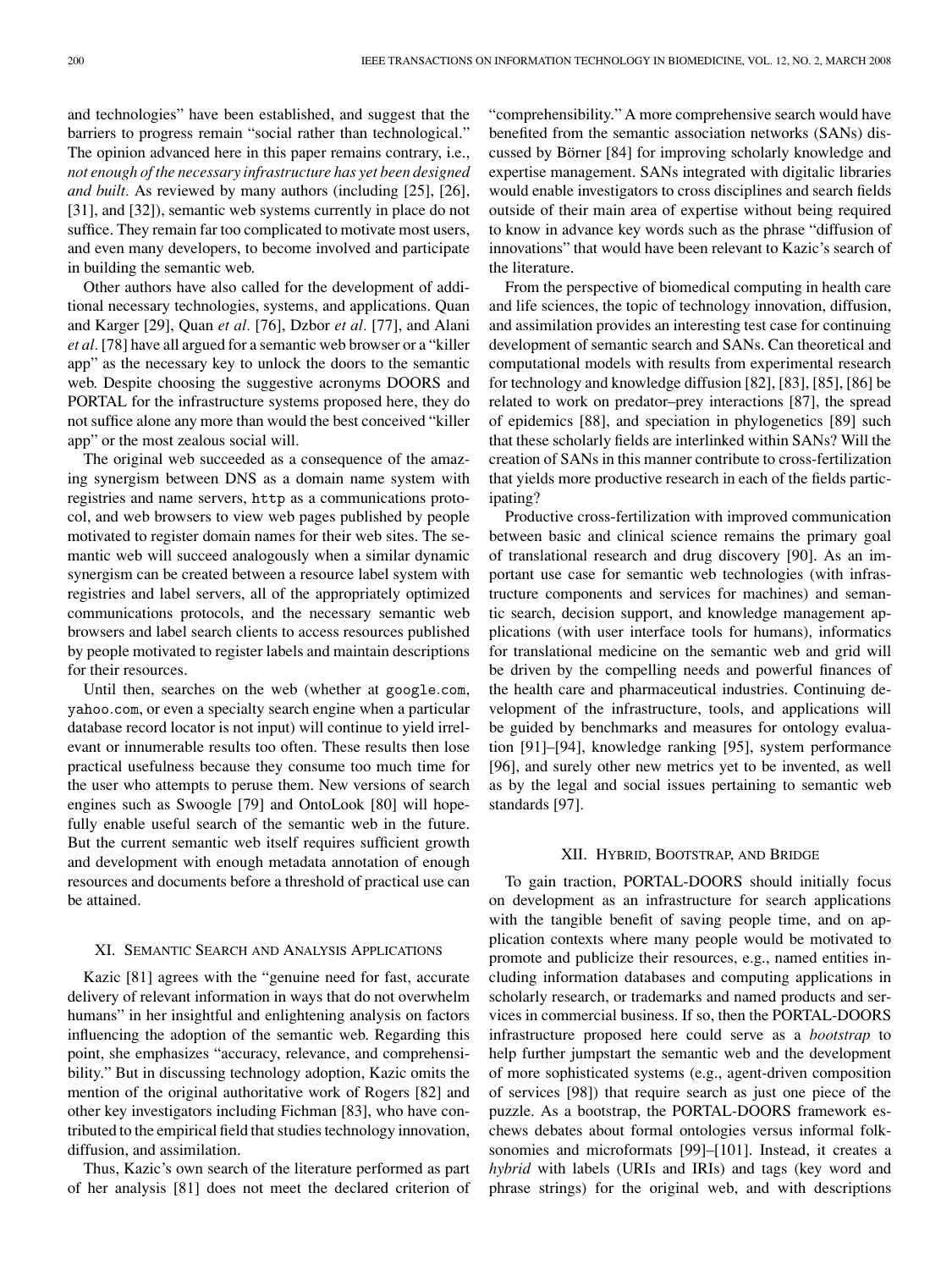and technologies" have been established, and suggest that the barriers to progress remain "social rather than technological." The opinion advanced here in this paper remains contrary, i.e., *not enough of the necessary infrastructure has yet been designed and built*. As reviewed by many authors (including [25], [26], [31], and [32]), semantic web systems currently in place do not suffice. They remain far too complicated to motivate most users, and even many developers, to become involved and participate in building the semantic web.

Other authors have also called for the development of additional necessary technologies, systems, and applications. Quan and Karger [29], Quan *et al*. [76], Dzbor *et al*. [77], and Alani *et al*. [78] have all argued for a semantic web browser or a "killer app" as the necessary key to unlock the doors to the semantic web. Despite choosing the suggestive acronyms DOORS and PORTAL for the infrastructure systems proposed here, they do not suffice alone any more than would the best conceived "killer app" or the most zealous social will.

The original web succeeded as a consequence of the amazing synergism between DNS as a domain name system with registries and name servers, `http` as a communications protocol, and web browsers to view web pages published by people motivated to register domain names for their web sites. The semantic web will succeed analogously when a similar dynamic synergism can be created between a resource label system with registries and label servers, all of the appropriately optimized communications protocols, and the necessary semantic web browsers and label search clients to access resources published by people motivated to register labels and maintain descriptions for their resources.

Until then, searches on the web (whether at `google.com`, `yahoo.com`, or even a specialty search engine when a particular database record locator is not input) will continue to yield irrelevant or innumerable results too often. These results then lose practical usefulness because they consume too much time for the user who attempts to peruse them. New versions of search engines such as Swoogle [79] and OntoLook [80] will hopefully enable useful search of the semantic web in the future. But the current semantic web itself requires sufficient growth and development with enough metadata annotation of enough resources and documents before a threshold of practical use can be attained.

## XI. Semantic Search and Analysis Applications

Kazic [81] agrees with the "genuine need for fast, accurate delivery of relevant information in ways that do not overwhelm humans" in her insightful and enlightening analysis on factors influencing the adoption of the semantic web. Regarding this point, she emphasizes "accuracy, relevance, and comprehensibility." But in discussing technology adoption, Kazic omits the mention of the original authoritative work of Rogers [82] and other key investigators including Fichman [83], who have contributed to the empirical field that studies technology innovation, diffusion, and assimilation.

Thus, Kazic's own search of the literature performed as part of her analysis [81] does not meet the declared criterion of "comprehensibility." A more comprehensive search would have benefited from the semantic association networks (SANs) discussed by Börner [84] for improving scholarly knowledge and expertise management. SANs integrated with digitalic libraries would enable investigators to cross disciplines and search fields outside of their main area of expertise without being required to know in advance key words such as the phrase "diffusion of innovations" that would have been relevant to Kazic's search of the literature.

From the perspective of biomedical computing in health care and life sciences, the topic of technology innovation, diffusion, and assimilation provides an interesting test case for continuing development of semantic search and SANs. Can theoretical and computational models with results from experimental research for technology and knowledge diffusion [82], [83], [85], [86] be related to work on predator–prey interactions [87], the spread of epidemics [88], and speciation in phylogenetics [89] such that these scholarly fields are interlinked within SANs? Will the creation of SANs in this manner contribute to cross-fertilization that yields more productive research in each of the fields participating?

Productive cross-fertilization with improved communication between basic and clinical science remains the primary goal of translational research and drug discovery [90]. As an important use case for semantic web technologies (with infrastructure components and services for machines) and semantic search, decision support, and knowledge management applications (with user interface tools for humans), informatics for translational medicine on the semantic web and grid will be driven by the compelling needs and powerful finances of the health care and pharmaceutical industries. Continuing development of the infrastructure, tools, and applications will be guided by benchmarks and measures for ontology evaluation [91]–[94], knowledge ranking [95], system performance [96], and surely other new metrics yet to be invented, as well as by the legal and social issues pertaining to semantic web standards [97].

## XII. Hybrid, Bootstrap, and Bridge

To gain traction, PORTAL-DOORS should initially focus on development as an infrastructure for search applications with the tangible benefit of saving people time, and on application contexts where many people would be motivated to promote and publicize their resources, e.g., named entities including information databases and computing applications in scholarly research, or trademarks and named products and services in commercial business. If so, then the PORTAL-DOORS infrastructure proposed here could serve as a *bootstrap* to help further jumpstart the semantic web and the development of more sophisticated systems (e.g., agent-driven composition of services [98]) that require search as just one piece of the puzzle. As a bootstrap, the PORTAL-DOORS framework eschews debates about formal ontologies versus informal folksonomies and microformats [99]–[101]. Instead, it creates a *hybrid* with labels (URIs and IRIs) and tags (key word and phrase strings) for the original web, and with descriptions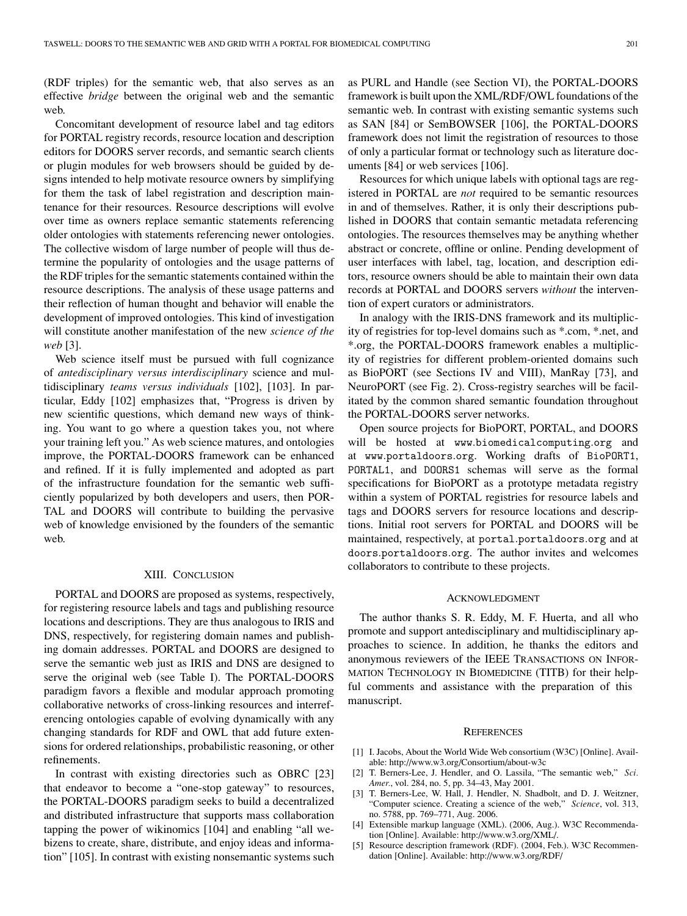(RDF triples) for the semantic web, that also serves as an effective *bridge* between the original web and the semantic web.

Concomitant development of resource label and tag editors for PORTAL registry records, resource location and description editors for DOORS server records, and semantic search clients or plugin modules for web browsers should be guided by designs intended to help motivate resource owners by simplifying for them the task of label registration and description maintenance for their resources. Resource descriptions will evolve over time as owners replace semantic statements referencing older ontologies with statements referencing newer ontologies. The collective wisdom of large number of people will thus determine the popularity of ontologies and the usage patterns of the RDF triples for the semantic statements contained within the resource descriptions. The analysis of these usage patterns and their reflection of human thought and behavior will enable the development of improved ontologies. This kind of investigation will constitute another manifestation of the new *science of the web* [3].

Web science itself must be pursued with full cognizance of *antedisciplinary versus interdisciplinary* science and multidisciplinary *teams versus individuals* [102], [103]. In particular, Eddy [102] emphasizes that, "Progress is driven by new scientific questions, which demand new ways of thinking. You want to go where a question takes you, not where your training left you." As web science matures, and ontologies improve, the PORTAL-DOORS framework can be enhanced and refined. If it is fully implemented and adopted as part of the infrastructure foundation for the semantic web sufficiently popularized by both developers and users, then PORTAL and DOORS will contribute to building the pervasive web of knowledge envisioned by the founders of the semantic web.

## XIII. Conclusion

PORTAL and DOORS are proposed as systems, respectively, for registering resource labels and tags and publishing resource locations and descriptions. They are thus analogous to IRIS and DNS, respectively, for registering domain names and publishing domain addresses. PORTAL and DOORS are designed to serve the semantic web just as IRIS and DNS are designed to serve the original web (see Table I). The PORTAL-DOORS paradigm favors a flexible and modular approach promoting collaborative networks of cross-linking resources and interreferencing ontologies capable of evolving dynamically with any changing standards for RDF and OWL that add future extensions for ordered relationships, probabilistic reasoning, or other refinements.

In contrast with existing directories such as OBRC [23] that endeavor to become a "one-stop gateway" to resources, the PORTAL-DOORS paradigm seeks to build a decentralized and distributed infrastructure that supports mass collaboration tapping the power of wikinomics [104] and enabling "all webizens to create, share, distribute, and enjoy ideas and information" [105]. In contrast with existing nonsemantic systems such as PURL and Handle (see Section VI), the PORTAL-DOORS framework is built upon the XML/RDF/OWL foundations of the semantic web. In contrast with existing semantic systems such as SAN [84] or SemBOWSER [106], the PORTAL-DOORS framework does not limit the registration of resources to those of only a particular format or technology such as literature documents [84] or web services [106].

Resources for which unique labels with optional tags are registered in PORTAL are *not* required to be semantic resources in and of themselves. Rather, it is only their descriptions published in DOORS that contain semantic metadata referencing ontologies. The resources themselves may be anything whether abstract or concrete, offline or online. Pending development of user interfaces with label, tag, location, and description editors, resource owners should be able to maintain their own data records at PORTAL and DOORS servers *without* the intervention of expert curators or administrators.

In analogy with the IRIS-DNS framework and its multiplicity of registries for top-level domains such as *.com, *.net, and *.org, the PORTAL-DOORS framework enables a multiplicity of registries for different problem-oriented domains such as BioPORT (see Sections IV and VIII), ManRay [73], and NeuroPORT (see Fig. 2). Cross-registry searches will be facilitated by the common shared semantic foundation throughout the PORTAL-DOORS server networks.

Open source projects for BioPORT, PORTAL, and DOORS will be hosted at www.biomedicalcomputing.org and at www.portaldoors.org. Working drafts of BioPORT1, PORTAL1, and DOORS1 schemas will serve as the formal specifications for BioPORT as a prototype metadata registry within a system of PORTAL registries for resource labels and tags and DOORS servers for resource locations and descriptions. Initial root servers for PORTAL and DOORS will be maintained, respectively, at portal.portaldoors.org and at doors.portaldoors.org. The author invites and welcomes collaborators to contribute to these projects.

## Acknowledgment

The author thanks S. R. Eddy, M. F. Huerta, and all who promote and support antedisciplinary and multidisciplinary approaches to science. In addition, he thanks the editors and anonymous reviewers of the IEEE Transactions on Information Technology in Biomedicine (TITB) for their helpful comments and assistance with the preparation of this manuscript.

## References

[1] I. Jacobs, About the World Wide Web consortium (W3C) [Online]. Available: http://www.w3.org/Consortium/about-w3c

[2] T. Berners-Lee, J. Hendler, and O. Lassila, "The semantic web," *Sci. Amer.*, vol. 284, no. 5, pp. 34–43, May 2001.

[3] T. Berners-Lee, W. Hall, J. Hendler, N. Shadbolt, and D. J. Weitzner, "Computer science. Creating a science of the web," *Science*, vol. 313, no. 5788, pp. 769–771, Aug. 2006.

[4] Extensible markup language (XML). (2006, Aug.). W3C Recommendation [Online]. Available: http://www.w3.org/XML/.

[5] Resource description framework (RDF). (2004, Feb.). W3C Recommendation [Online]. Available: http://www.w3.org/RDF/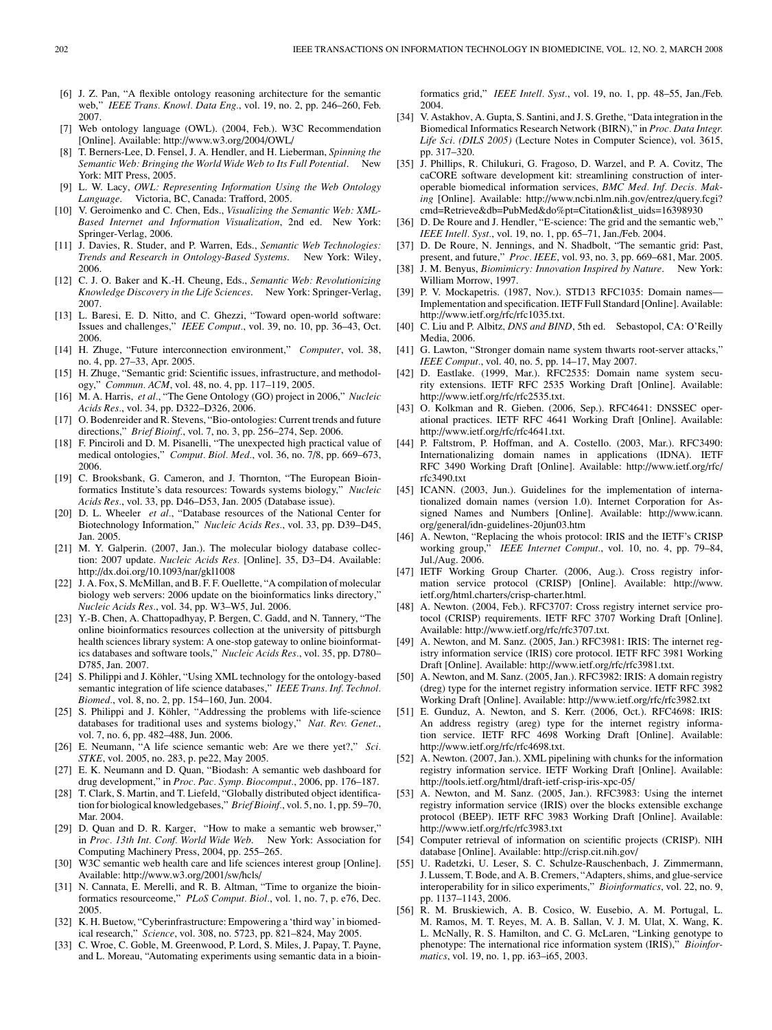[6] J. Z. Pan, "A flexible ontology reasoning architecture for the semantic web," *IEEE Trans. Knowl. Data Eng.*, vol. 19, no. 2, pp. 246–260, Feb. 2007.

[7] Web ontology language (OWL). (2004, Feb.). W3C Recommendation [Online]. Available: http://www.w3.org/2004/OWL/

[8] T. Berners-Lee, D. Fensel, J. A. Hendler, and H. Lieberman, *Spinning the Semantic Web: Bringing the World Wide Web to Its Full Potential*. New York: MIT Press, 2005.

[9] L. W. Lacy, *OWL: Representing Information Using the Web Ontology Language*. Victoria, BC, Canada: Trafford, 2005.

[10] V. Geroimenko and C. Chen, Eds., *Visualizing the Semantic Web: XML-Based Internet and Information Visualization*, 2nd ed. New York: Springer-Verlag, 2006.

[11] J. Davies, R. Studer, and P. Warren, Eds., *Semantic Web Technologies: Trends and Research in Ontology-Based Systems*. New York: Wiley, 2006.

[12] C. J. O. Baker and K.-H. Cheung, Eds., *Semantic Web: Revolutionizing Knowledge Discovery in the Life Sciences*. New York: Springer-Verlag, 2007.

[13] L. Baresi, E. D. Nitto, and C. Ghezzi, "Toward open-world software: Issues and challenges," *IEEE Comput.*, vol. 39, no. 10, pp. 36–43, Oct. 2006.

[14] H. Zhuge, "Future interconnection environment," *Computer*, vol. 38, no. 4, pp. 27–33, Apr. 2005.

[15] H. Zhuge, "Semantic grid: Scientific issues, infrastructure, and methodology," *Commun. ACM*, vol. 48, no. 4, pp. 117–119, 2005.

[16] M. A. Harris, *et al.*, "The Gene Ontology (GO) project in 2006," *Nucleic Acids Res.*, vol. 34, pp. D322–D326, 2006.

[17] O. Bodenreider and R. Stevens, "Bio-ontologies: Current trends and future directions," *Brief Bioinf.*, vol. 7, no. 3, pp. 256–274, Sep. 2006.

[18] F. Pinciroli and D. M. Pisanelli, "The unexpected high practical value of medical ontologies," *Comput. Biol. Med.*, vol. 36, no. 7/8, pp. 669–673, 2006.

[19] C. Brooksbank, G. Cameron, and J. Thornton, "The European Bioinformatics Institute's data resources: Towards systems biology," *Nucleic Acids Res.*, vol. 33, pp. D46–D53, Jan. 2005 (Database issue).

[20] D. L. Wheeler *et al.*, "Database resources of the National Center for Biotechnology Information," *Nucleic Acids Res.*, vol. 33, pp. D39–D45, Jan. 2005.

[21] M. Y. Galperin. (2007, Jan.). The molecular biology database collection: 2007 update. *Nucleic Acids Res.* [Online]. 35, D3–D4. Available: http://dx.doi.org/10.1093/nar/gkl1008

[22] J. A. Fox, S. McMillan, and B. F. F. Ouellette, "A compilation of molecular biology web servers: 2006 update on the bioinformatics links directory," *Nucleic Acids Res.*, vol. 34, pp. W3–W5, Jul. 2006.

[23] Y.-B. Chen, A. Chattopadhyay, P. Bergen, C. Gadd, and N. Tannery, "The online bioinformatics resources collection at the university of pittsburgh health sciences library system: A one-stop gateway to online bioinformatics databases and software tools," *Nucleic Acids Res.*, vol. 35, pp. D780–D785, Jan. 2007.

[24] S. Philippi and J. Köhler, "Using XML technology for the ontology-based semantic integration of life science databases," *IEEE Trans. Inf. Technol. Biomed.*, vol. 8, no. 2, pp. 154–160, Jun. 2004.

[25] S. Philippi and J. Köhler, "Addressing the problems with life-science databases for traditional uses and systems biology," *Nat. Rev. Genet.*, vol. 7, no. 6, pp. 482–488, Jun. 2006.

[26] E. Neumann, "A life science semantic web: Are we there yet?," *Sci. STKE*, vol. 2005, no. 283, p. pe22, May 2005.

[27] E. K. Neumann and D. Quan, "Biodash: A semantic web dashboard for drug development," in *Proc. Pac. Symp. Biocomput.*, 2006, pp. 176–187.

[28] T. Clark, S. Martin, and T. Liefeld, "Globally distributed object identification for biological knowledgebases," *Brief Bioinf.*, vol. 5, no. 1, pp. 59–70, Mar. 2004.

[29] D. Quan and D. R. Karger, "How to make a semantic web browser," in *Proc. 13th Int. Conf. World Wide Web*. New York: Association for Computing Machinery Press, 2004, pp. 255–265.

[30] W3C semantic web health care and life sciences interest group [Online]. Available: http://www.w3.org/2001/sw/hcls/

[31] N. Cannata, E. Merelli, and R. B. Altman, "Time to organize the bioinformatics resourceome," *PLoS Comput. Biol.*, vol. 1, no. 7, p. e76, Dec. 2005.

[32] K. H. Buetow, "Cyberinfrastructure: Empowering a 'third way' in biomedical research," *Science*, vol. 308, no. 5723, pp. 821–824, May 2005.

[33] C. Wroe, C. Goble, M. Greenwood, P. Lord, S. Miles, J. Papay, T. Payne, and L. Moreau, "Automating experiments using semantic data in a bioinformatics grid," *IEEE Intell. Syst.*, vol. 19, no. 1, pp. 48–55, Jan./Feb. 2004.

[34] V. Astakhov, A. Gupta, S. Santini, and J. S. Grethe, "Data integration in the Biomedical Informatics Research Network (BIRN)," in *Proc. Data Integr. Life Sci. (DILS 2005)* (Lecture Notes in Computer Science), vol. 3615, pp. 317–320.

[35] J. Phillips, R. Chilukuri, G. Fragoso, D. Warzel, and P. A. Covitz, The caCORE software development kit: streamlining construction of interoperable biomedical information services, *BMC Med. Inf. Decis. Making* [Online]. Available: http://www.ncbi.nlm.nih.gov/entrez/query.fcgi?cmd=Retrieve&db=PubMed&do%pt=Citation&list_uids=16398930

[36] D. De Roure and J. Hendler, "E-science: The grid and the semantic web," *IEEE Intell. Syst.*, vol. 19, no. 1, pp. 65–71, Jan./Feb. 2004.

[37] D. De Roure, N. Jennings, and N. Shadbolt, "The semantic grid: Past, present, and future," *Proc. IEEE*, vol. 93, no. 3, pp. 669–681, Mar. 2005.

[38] J. M. Benyus, *Biomimicry: Innovation Inspired by Nature*. New York: William Morrow, 1997.

[39] P. V. Mockapetris. (1987, Nov.). STD13 RFC1035: Domain names—Implementation and specification. IETF Full Standard [Online]. Available: http://www.ietf.org/rfc/rfc1035.txt.

[40] C. Liu and P. Albitz, *DNS and BIND*, 5th ed. Sebastopol, CA: O'Reilly Media, 2006.

[41] G. Lawton, "Stronger domain name system thwarts root-server attacks," *IEEE Comput.*, vol. 40, no. 5, pp. 14–17, May 2007.

[42] D. Eastlake. (1999, Mar.). RFC2535: Domain name system security extensions. IETF RFC 2535 Working Draft [Online]. Available: http://www.ietf.org/rfc/rfc2535.txt.

[43] O. Kolkman and R. Gieben. (2006, Sep.). RFC4641: DNSSEC operational practices. IETF RFC 4641 Working Draft [Online]. Available: http://www.ietf.org/rfc/rfc4641.txt.

[44] P. Faltstrom, P. Hoffman, and A. Costello. (2003, Mar.). RFC3490: Internationalizing domain names in applications (IDNA). IETF RFC 3490 Working Draft [Online]. Available: http://www.ietf.org/rfc/rfc3490.txt

[45] ICANN. (2003, Jun.). Guidelines for the implementation of internationalized domain names (version 1.0). Internet Corporation for Assigned Names and Numbers [Online]. Available: http://www.icann.org/general/idn-guidelines-20jun03.htm

[46] A. Newton, "Replacing the whois protocol: IRIS and the IETF's CRISP working group," *IEEE Internet Comput.*, vol. 10, no. 4, pp. 79–84, Jul./Aug. 2006.

[47] IETF Working Group Charter. (2006, Aug.). Cross registry information service protocol (CRISP) [Online]. Available: http://www.ietf.org/html.charters/crisp-charter.html.

[48] A. Newton. (2004, Feb.). RFC3707: Cross registry internet service protocol (CRISP) requirements. IETF RFC 3707 Working Draft [Online]. Available: http://www.ietf.org/rfc/rfc3707.txt.

[49] A. Newton, and M. Sanz. (2005, Jan.) RFC3981: IRIS: The internet registry information service (IRIS) core protocol. IETF RFC 3981 Working Draft [Online]. Available: http://www.ietf.org/rfc/rfc3981.txt.

[50] A. Newton, and M. Sanz. (2005, Jan.). RFC3982: IRIS: A domain registry (dreg) type for the internet registry information service. IETF RFC 3982 Working Draft [Online]. Available: http://www.ietf.org/rfc/rfc3982.txt

[51] E. Gunduz, A. Newton, and S. Kerr. (2006, Oct.). RFC4698: IRIS: An address registry (areg) type for the internet registry information service. IETF RFC 4698 Working Draft [Online]. Available: http://www.ietf.org/rfc/rfc4698.txt.

[52] A. Newton. (2007, Jan.). XML pipelining with chunks for the information registry information service. IETF Working Draft [Online]. Available: http://tools.ietf.org/html/draft-ietf-crisp-iris-xpc-05/

[53] A. Newton, and M. Sanz. (2005, Jan.). RFC3983: Using the internet registry information service (IRIS) over the blocks extensible exchange protocol (BEEP). IETF RFC 3983 Working Draft [Online]. Available: http://www.ietf.org/rfc/rfc3983.txt

[54] Computer retrieval of information on scientific projects (CRISP). NIH database [Online]. Available: http://crisp.cit.nih.gov/

[55] U. Radetzki, U. Leser, S. C. Schulze-Rauschenbach, J. Zimmermann, J. Lussem, T. Bode, and A. B. Cremers, "Adapters, shims, and glue-service interoperability for in silico experiments," *Bioinformatics*, vol. 22, no. 9, pp. 1137–1143, 2006.

[56] R. M. Bruskiewich, A. B. Cosico, W. Eusebio, A. M. Portugal, L. M. Ramos, M. T. Reyes, M. A. B. Sallan, V. J. M. Ulat, X. Wang, K. L. McNally, R. S. Hamilton, and C. G. McLaren, "Linking genotype to phenotype: The international rice information system (IRIS)," *Bioinformatics*, vol. 19, no. 1, pp. i63–i65, 2003.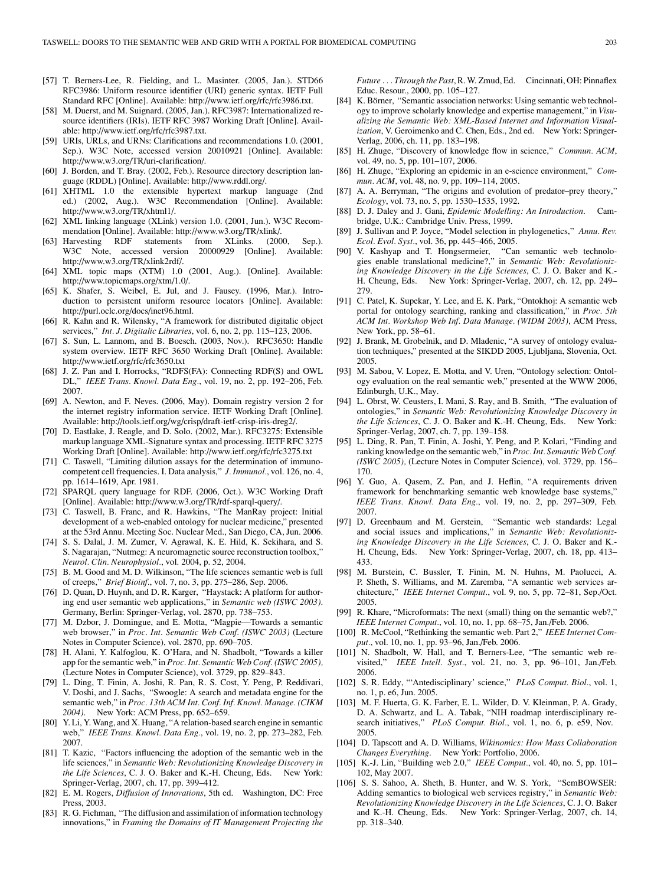[57] T. Berners-Lee, R. Fielding, and L. Masinter. (2005, Jan.). STD66 RFC3986: Uniform resource identifier (URI) generic syntax. IETF Full Standard RFC [Online]. Available: http://www.ietf.org/rfc/rfc3986.txt.

[58] M. Duerst, and M. Suignard. (2005, Jan.). RFC3987: Internationalized resource identifiers (IRIs). IETF RFC 3987 Working Draft [Online]. Available: http://www.ietf.org/rfc/rfc3987.txt.

[59] URIs, URLs, and URNs: Clarifications and recommendations 1.0. (2001, Sep.). W3C Note, accessed version 20010921 [Online]. Available: http://www.w3.org/TR/uri-clarification/.

[60] J. Borden, and T. Bray. (2002, Feb.). Resource directory description language (RDDL) [Online]. Available: http://www.rddl.org/.

[61] XHTML 1.0 the extensible hypertext markup language (2nd ed.) (2002, Aug.). W3C Recommendation [Online]. Available: http://www.w3.org/TR/xhtml1/.

[62] XML linking language (XLink) version 1.0. (2001, Jun.). W3C Recommendation [Online]. Available: http://www.w3.org/TR/xlink/.

[63] Harvesting RDF statements from XLinks. (2000, Sep.). W3C Note, accessed version 20000929 [Online]. Available: http://www.w3.org/TR/xlink2rdf/.

[64] XML topic maps (XTM) 1.0 (2001, Aug.). [Online]. Available: http://www.topicmaps.org/xtm/1.0/.

[65] K. Shafer, S. Weibel, E. Jul, and J. Fausey. (1996, Mar.). Introduction to persistent uniform resource locators [Online]. Available: http://purl.oclc.org/docs/inet96.html.

[66] R. Kahn and R. Wilensky, "A framework for distributed digitalic object services," *Int. J. Digitalic Libraries*, vol. 6, no. 2, pp. 115–123, 2006.

[67] S. Sun, L. Lannom, and B. Boesch. (2003, Nov.). RFC3650: Handle system overview. IETF RFC 3650 Working Draft [Online]. Available: http://www.ietf.org/rfc/rfc3650.txt

[68] J. Z. Pan and I. Horrocks, "RDFS(FA): Connecting RDF(S) and OWL DL," *IEEE Trans. Knowl. Data Eng.*, vol. 19, no. 2, pp. 192–206, Feb. 2007.

[69] A. Newton, and F. Neves. (2006, May). Domain registry version 2 for the internet registry information service. IETF Working Draft [Online]. Available: http://tools.ietf.org/wg/crisp/draft-ietf-crisp-iris-dreg2/.

[70] D. Eastlake, J. Reagle, and D. Solo. (2002, Mar.). RFC3275: Extensible markup language XML-Signature syntax and processing. IETF RFC 3275 Working Draft [Online]. Available: http://www.ietf.org/rfc/rfc3275.txt

[71] C. Taswell, "Limiting dilution assays for the determination of immunocompetent cell frequencies. I. Data analysis," *J. Immunol.*, vol. 126, no. 4, pp. 1614–1619, Apr. 1981.

[72] SPARQL query language for RDF. (2006, Oct.). W3C Working Draft [Online]. Available: http://www.w3.org/TR/rdf-sparql-query/.

[73] C. Taswell, B. Franc, and R. Hawkins, "The ManRay project: Initial development of a web-enabled ontology for nuclear medicine," presented at the 53rd Annu. Meeting Soc. Nuclear Med., San Diego, CA, Jun. 2006.

[74] S. S. Dalal, J. M. Zumer, V. Agrawal, K. E. Hild, K. Sekihara, and S. S. Nagarajan, "Nutmeg: A neuromagnetic source reconstruction toolbox," *Neurol. Clin. Neurophysiol.*, vol. 2004, p. 52, 2004.

[75] B. M. Good and M. D. Wilkinson, "The life sciences semantic web is full of creeps," *Brief Bioinf.*, vol. 7, no. 3, pp. 275–286, Sep. 2006.

[76] D. Quan, D. Huynh, and D. R. Karger, "Haystack: A platform for authoring end user semantic web applications," in *Semantic web (ISWC 2003)*. Germany, Berlin: Springer-Verlag, vol. 2870, pp. 738–753.

[77] M. Dzbor, J. Domingue, and E. Motta, "Magpie—Towards a semantic web browser," in *Proc. Int. Semantic Web Conf. (ISWC 2003)* (Lecture Notes in Computer Science), vol. 2870, pp. 690–705.

[78] H. Alani, Y. Kalfoglou, K. O'Hara, and N. Shadbolt, "Towards a killer app for the semantic web," in *Proc. Int. Semantic Web Conf. (ISWC 2005)*, (Lecture Notes in Computer Science), vol. 3729, pp. 829–843.

[79] L. Ding, T. Finin, A. Joshi, R. Pan, R. S. Cost, Y. Peng, P. Reddivari, V. Doshi, and J. Sachs, "Swoogle: A search and metadata engine for the semantic web," in *Proc. 13th ACM Int. Conf. Inf. Knowl. Manage. (CIKM 2004)*. New York: ACM Press, pp. 652–659.

[80] Y. Li, Y. Wang, and X. Huang, "A relation-based search engine in semantic web," *IEEE Trans. Knowl. Data Eng.*, vol. 19, no. 2, pp. 273–282, Feb. 2007.

[81] T. Kazic, "Factors influencing the adoption of the semantic web in the life sciences," in *Semantic Web: Revolutionizing Knowledge Discovery in the Life Sciences*, C. J. O. Baker and K.-H. Cheung, Eds. New York: Springer-Verlag, 2007, ch. 17, pp. 399–412.

[82] E. M. Rogers, *Diffusion of Innovations*, 5th ed. Washington, DC: Free Press, 2003.

[83] R. G. Fichman, "The diffusion and assimilation of information technology innovations," in *Framing the Domains of IT Management Projecting the Future . . . Through the Past*, R. W. Zmud, Ed. Cincinnati, OH: Pinnaflex Educ. Resour., 2000, pp. 105–127.

[84] K. Börner, "Semantic association networks: Using semantic web technology to improve scholarly knowledge and expertise management," in *Visualizing the Semantic Web: XML-Based Internet and Information Visualization*, V. Geroimenko and C. Chen, Eds., 2nd ed. New York: Springer-Verlag, 2006, ch. 11, pp. 183–198.

[85] H. Zhuge, "Discovery of knowledge flow in science," *Commun. ACM*, vol. 49, no. 5, pp. 101–107, 2006.

[86] H. Zhuge, "Exploring an epidemic in an e-science environment," *Commun. ACM*, vol. 48, no. 9, pp. 109–114, 2005.

[87] A. A. Berryman, "The origins and evolution of predator–prey theory," *Ecology*, vol. 73, no. 5, pp. 1530–1535, 1992.

[88] D. J. Daley and J. Gani, *Epidemic Modelling: An Introduction*. Cambridge, U.K.: Cambridge Univ. Press, 1999.

[89] J. Sullivan and P. Joyce, "Model selection in phylogenetics," *Annu. Rev. Ecol. Evol. Syst.*, vol. 36, pp. 445–466, 2005.

[90] V. Kashyap and T. Hongsermeier, "Can semantic web technologies enable translational medicine?," in *Semantic Web: Revolutionizing Knowledge Discovery in the Life Sciences*, C. J. O. Baker and K.-H. Cheung, Eds. New York: Springer-Verlag, 2007, ch. 12, pp. 249–279.

[91] C. Patel, K. Supekar, Y. Lee, and E. K. Park, "Ontokhoj: A semantic web portal for ontology searching, ranking and classification," in *Proc. 5th ACM Int. Workshop Web Inf. Data Manage. (WIDM 2003)*, ACM Press, New York, pp. 58–61.

[92] J. Brank, M. Grobelnik, and D. Mladenic, "A survey of ontology evaluation techniques," presented at the SIKDD 2005, Ljubljana, Slovenia, Oct. 2005.

[93] M. Sabou, V. Lopez, E. Motta, and V. Uren, "Ontology selection: Ontology evaluation on the real semantic web," presented at the WWW 2006, Edinburgh, U.K., May.

[94] L. Obrst, W. Ceusters, I. Mani, S. Ray, and B. Smith, "The evaluation of ontologies," in *Semantic Web: Revolutionizing Knowledge Discovery in the Life Sciences*, C. J. O. Baker and K.-H. Cheung, Eds. New York: Springer-Verlag, 2007, ch. 7, pp. 139–158.

[95] L. Ding, R. Pan, T. Finin, A. Joshi, Y. Peng, and P. Kolari, "Finding and ranking knowledge on the semantic web," in *Proc. Int. Semantic Web Conf. (ISWC 2005)*, (Lecture Notes in Computer Science), vol. 3729, pp. 156–170.

[96] Y. Guo, A. Qasem, Z. Pan, and J. Heflin, "A requirements driven framework for benchmarking semantic web knowledge base systems," *IEEE Trans. Knowl. Data Eng.*, vol. 19, no. 2, pp. 297–309, Feb. 2007.

[97] D. Greenbaum and M. Gerstein, "Semantic web standards: Legal and social issues and implications," in *Semantic Web: Revolutionizing Knowledge Discovery in the Life Sciences*, C. J. O. Baker and K.-H. Cheung, Eds. New York: Springer-Verlag, 2007, ch. 18, pp. 413–433.

[98] M. Burstein, C. Bussler, T. Finin, M. N. Huhns, M. Paolucci, A. P. Sheth, S. Williams, and M. Zaremba, "A semantic web services architecture," *IEEE Internet Comput.*, vol. 9, no. 5, pp. 72–81, Sep./Oct. 2005.

[99] R. Khare, "Microformats: The next (small) thing on the semantic web?," *IEEE Internet Comput.*, vol. 10, no. 1, pp. 68–75, Jan./Feb. 2006.

[100] R. McCool, "Rethinking the semantic web. Part 2," *IEEE Internet Comput.*, vol. 10, no. 1, pp. 93–96, Jan./Feb. 2006.

[101] N. Shadbolt, W. Hall, and T. Berners-Lee, "The semantic web revisited," *IEEE Intell. Syst.*, vol. 21, no. 3, pp. 96–101, Jan./Feb. 2006.

[102] S. R. Eddy, "'Antedisciplinary' science," *PLoS Comput. Biol.*, vol. 1, no. 1, p. e6, Jun. 2005.

[103] M. F. Huerta, G. K. Farber, E. L. Wilder, D. V. Kleinman, P. A. Grady, D. A. Schwartz, and L. A. Tabak, "NIH roadmap interdisciplinary research initiatives," *PLoS Comput. Biol*, vol. 1, no. 6, p. e59, Nov. 2005.

[104] D. Tapscott and A. D. Williams, *Wikinomics: How Mass Collaboration Changes Everything*. New York: Portfolio, 2006.

[105] K.-J. Lin, "Building web 2.0," *IEEE Comput.*, vol. 40, no. 5, pp. 101–102, May 2007.

[106] S. S. Sahoo, A. Sheth, B. Hunter, and W. S. York, "SemBOWSER: Adding semantics to biological web services registry," in *Semantic Web: Revolutionizing Knowledge Discovery in the Life Sciences*, C. J. O. Baker and K.-H. Cheung, Eds. New York: Springer-Verlag, 2007, ch. 14, pp. 318–340.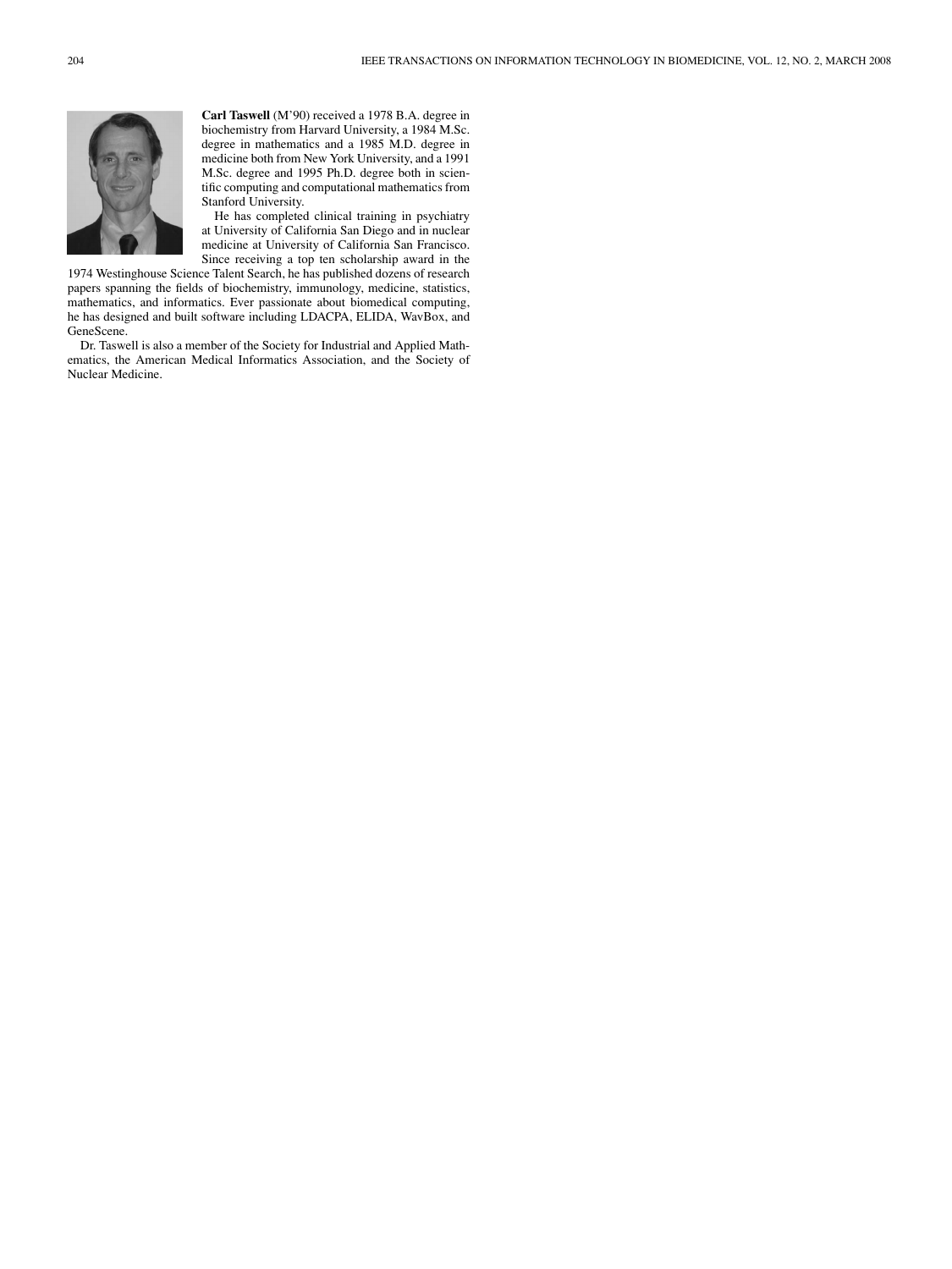**Carl Taswell** (M'90) received a 1978 B.A. degree in biochemistry from Harvard University, a 1984 M.Sc. degree in mathematics and a 1985 M.D. degree in medicine both from New York University, and a 1991 M.Sc. degree and 1995 Ph.D. degree both in scientific computing and computational mathematics from Stanford University.

He has completed clinical training in psychiatry at University of California San Diego and in nuclear medicine at University of California San Francisco. Since receiving a top ten scholarship award in the 1974 Westinghouse Science Talent Search, he has published dozens of research papers spanning the fields of biochemistry, immunology, medicine, statistics, mathematics, and informatics. Ever passionate about biomedical computing, he has designed and built software including LDACPA, ELIDA, WavBox, and GeneScene.

Dr. Taswell is also a member of the Society for Industrial and Applied Mathematics, the American Medical Informatics Association, and the Society of Nuclear Medicine.